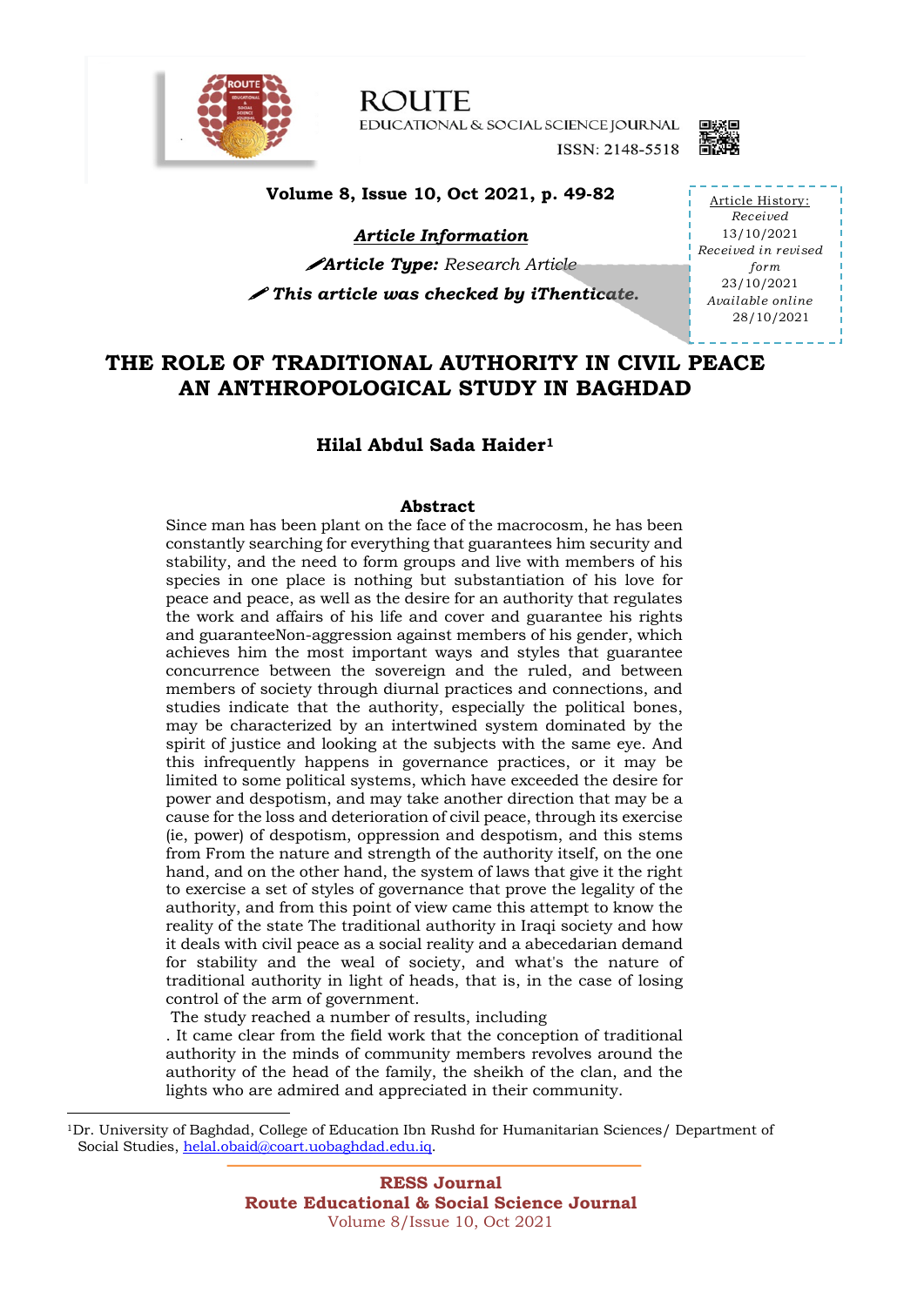ROUTE EDUCATIONAL & SOCIAL SCIENCE JOURNAL

ISSN: 2148-5518

**Volume 8, Issue 10, Oct 2021, p. 49-82**

***Article Information***

*Article Type:* *Research Article*

***This article was checked by iThenticate.***

*Article History:*
*Received* 13/10/2021
*Received in revised form* 23/10/2021
*Available online* 28/10/2021

# THE ROLE OF TRADITIONAL AUTHORITY IN CIVIL PEACE AN ANTHROPOLOGICAL STUDY IN BAGHDAD

**Hilal Abdul Sada Haider**[1]

## Abstract

Since man has been plant on the face of the macrocosm, he has been constantly searching for everything that guarantees him security and stability, and the need to form groups and live with members of his species in one place is nothing but substantiation of his love for peace and peace, as well as the desire for an authority that regulates the work and affairs of his life and cover and guarantee his rights and guaranteeNon-aggression against members of his gender, which achieves him the most important ways and styles that guarantee concurrence between the sovereign and the ruled, and between members of society through diurnal practices and connections, and studies indicate that the authority, especially the political bones, may be characterized by an intertwined system dominated by the spirit of justice and looking at the subjects with the same eye. And this infrequently happens in governance practices, or it may be limited to some political systems, which have exceeded the desire for power and despotism, and may take another direction that may be a cause for the loss and deterioration of civil peace, through its exercise (ie, power) of despotism, oppression and despotism, and this stems from From the nature and strength of the authority itself, on the one hand, and on the other hand, the system of laws that give it the right to exercise a set of styles of governance that prove the legality of the authority, and from this point of view came this attempt to know the reality of the state The traditional authority in Iraqi society and how it deals with civil peace as a social reality and a abecedarian demand for stability and the weal of society, and what's the nature of traditional authority in light of heads, that is, in the case of losing control of the arm of government.

The study reached a number of results, including

. It came clear from the field work that the conception of traditional authority in the minds of community members revolves around the authority of the head of the family, the sheikh of the clan, and the lights who are admired and appreciated in their community.

---

[1]Dr. University of Baghdad, College of Education Ibn Rushd for Humanitarian Sciences/ Department of Social Studies, helal.obaid@coart.uobaghdad.edu.iq.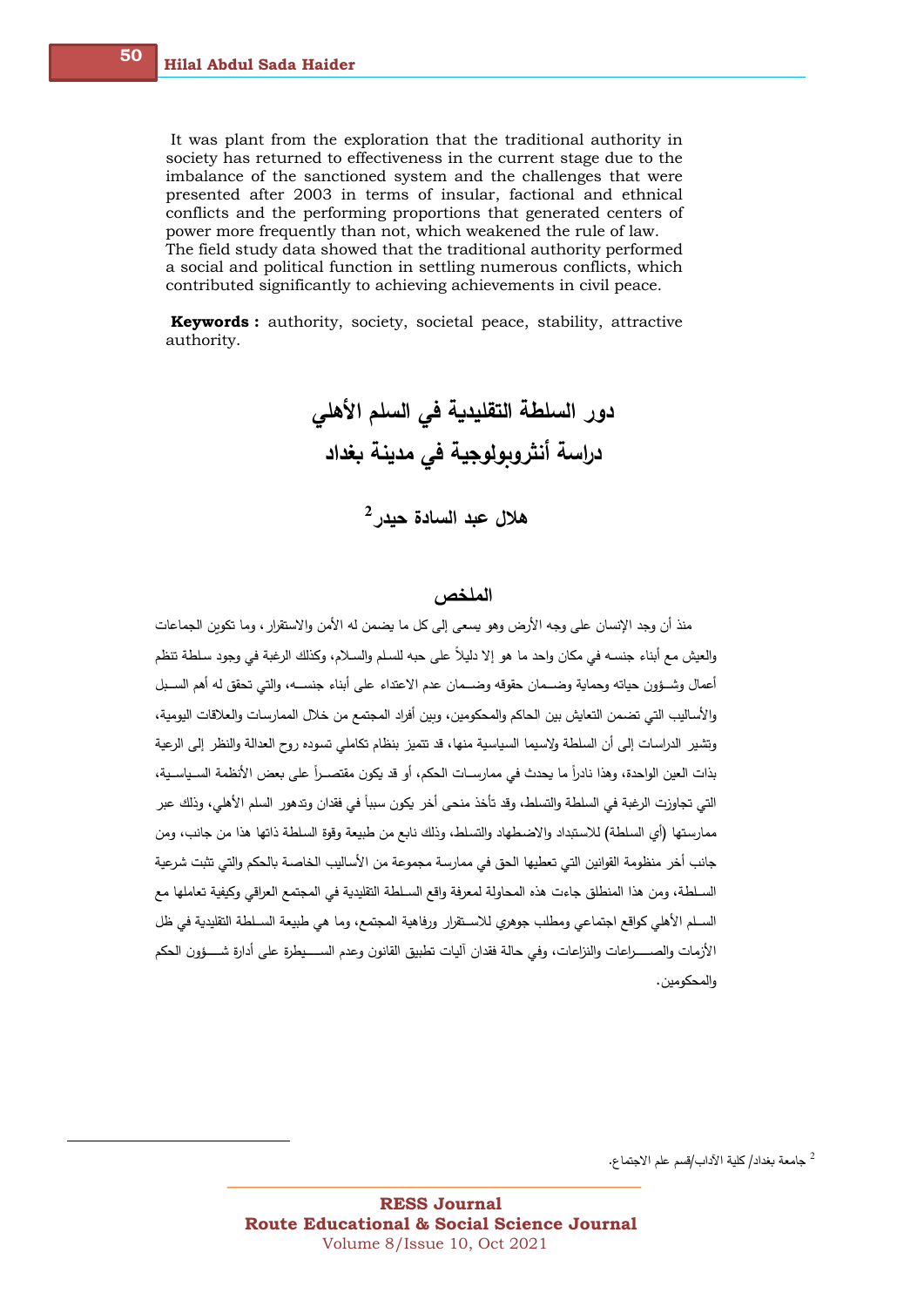It was plant from the exploration that the traditional authority in society has returned to effectiveness in the current stage due to the imbalance of the sanctioned system and the challenges that were presented after 2003 in terms of insular, factional and ethnical conflicts and the performing proportions that generated centers of power more frequently than not, which weakened the rule of law. The field study data showed that the traditional authority performed a social and political function in settling numerous conflicts, which contributed significantly to achieving achievements in civil peace.

**Keywords :** authority, society, societal peace, stability, attractive authority.

# دور السلطة التقليدية في السلم الأهلي
# دراسة أنثروبولوجية في مدينة بغداد

**هلال عبد السادة حيدر[2]**

## الملخص

منذ أن وجد الإنسان على وجه الأرض وهو يسعى إلى كل ما يضمن له الأمن والاستقرار، وما تكوين الجماعات والعيش مع أبناء جنسه في مكان واحد ما هو إلا دليلاً على حبه للسلم والسلام، وكذلك الرغبة في وجود سلطة تنظم أعمال وشؤون حياته وحماية وضمان حقوقه وضمان عدم الاعتداء على أبناء جنسه، والتي تحقق له أهم السبل والأساليب التي تضمن التعايش بين الحاكم والمحكومين، وبين أفراد المجتمع من خلال الممارسات والعلاقات اليومية، وتشير الدراسات إلى أن السلطة ولاسيما السياسية منها، قد تتميز بنظام تكاملي تسوده روح العدالة والنظر إلى الرعية بذات العين الواحدة، وهذا نادراً ما يحدث في ممارسات الحكم، أو قد يكون مقتصراً على بعض الأنظمة السياسية، التي تجاوزت الرغبة في السلطة والتسلط، وقد تأخذ منحى أخر يكون سبباً في فقدان وتدهور السلم الأهلي، وذلك عبر ممارستها (أي السلطة) للاستبداد والاضطهاد والتسلط، وذلك نابع من طبيعة وقوة السلطة ذاتها هذا من جانب، ومن جانب أخر منظومة القوانين التي تعطيها الحق في ممارسة مجموعة من الأساليب الخاصة بالحكم والتي تثبت شرعية السلطة، ومن هذا المنطلق جاءت هذه المحاولة لمعرفة واقع السلطة التقليدية في المجتمع العراقي وكيفية تعاملها مع السلم الأهلي كواقع اجتماعي ومطلب جوهري للاستقرار ورفاهية المجتمع، وما هي طبيعة السلطة التقليدية في ظل الأزمات والصراعات والنزاعات، وفي حالة فقدان آليات تطبيق القانون وعدم السيطرة على أدارة شؤون الحكم والمحكومين.

---

[2] جامعة بغداد/ كلية الآداب/قسم علم الاجتماع.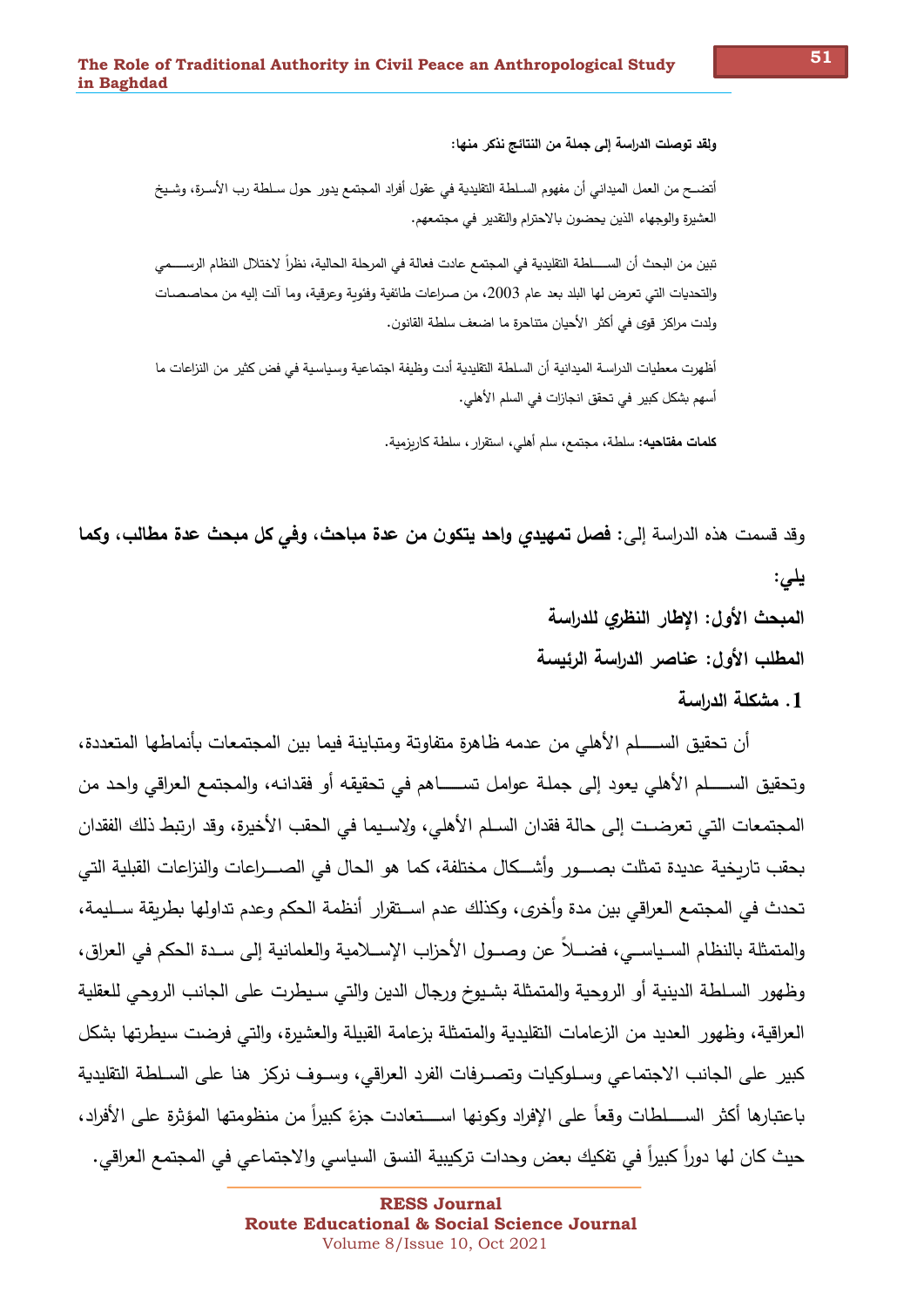**ولقد توصلت الدراسة إلى جملة من النتائج نذكر منها:**

أتضح من العمل الميداني أن مفهوم السلطة التقليدية في عقول أفراد المجتمع يدور حول سلطة رب الأسرة، وشيخ العشيرة والوجهاء الذين يحضون بالاحترام والتقدير في مجتمعهم.

تبين من البحث أن السلطة التقليدية في المجتمع عادت فعالة في المرحلة الحالية، نظراً لاختلال النظام الرسمي والتحديات التي تعرض لها البلد بعد عام 2003، من صراعات طائفية وفئوية وعرقية، وما آلت إليه من محاصصات ولدت مراكز قوى في أكثر الأحيان متناحرة ما اضعف سلطة القانون.

أظهرت معطيات الدراسة الميدانية أن السلطة التقليدية أدت وظيفة اجتماعية وسياسية في فض كثير من النزاعات ما أسهم بشكل كبير في تحقق انجازات في السلم الأهلي.

**كلمات مفتاحيه:** سلطة، مجتمع، سلم أهلي، استقرار، سلطة كاريزمية.

وقد قسمت هذه الدراسة إلى: **فصل تمهيدي واحد يتكون من عدة مباحث، وفي كل مبحث عدة مطالب، وكما يلي:**

## المبحث الأول: الإطار النظري للدراسة

### المطلب الأول: عناصر الدراسة الرئيسة

**1. مشكلة الدراسة**

أن تحقيق السلم الأهلي من عدمه ظاهرة متفاوتة ومتباينة فيما بين المجتمعات بأنماطها المتعددة، وتحقيق السلم الأهلي يعود إلى جملة عوامل تساهم في تحقيقه أو فقدانه، والمجتمع العراقي واحد من المجتمعات التي تعرضت إلى حالة فقدان السلم الأهلي، ولاسيما في الحقب الأخيرة، وقد ارتبط ذلك الفقدان بحقب تاريخية عديدة تمثلت بصور وأشكال مختلفة، كما هو الحال في الصراعات والنزاعات القبلية التي تحدث في المجتمع العراقي بين مدة وأخرى، وكذلك عدم استقرار أنظمة الحكم وعدم تداولها بطريقة سليمة، والمتمثلة بالنظام السياسي، فضلاً عن وصول الأحزاب الإسلامية والعلمانية إلى سدة الحكم في العراق، وظهور السلطة الدينية أو الروحية والمتمثلة بشيوخ ورجال الدين والتي سيطرت على الجانب الروحي للعقلية العراقية، وظهور العديد من الزعامات التقليدية والمتمثلة بزعامة القبيلة والعشيرة، والتي فرضت سيطرتها بشكل كبير على الجانب الاجتماعي وسلوكيات وتصرفات الفرد العراقي، وسوف نركز هنا على السلطة التقليدية باعتبارها أكثر السلطات وقعاً على الإفراد وكونها استعادت جزءً كبيراً من منظومتها المؤثرة على الأفراد، حيث كان لها دوراً كبيراً في تفكيك بعض وحدات تركيبية النسق السياسي والاجتماعي في المجتمع العراقي.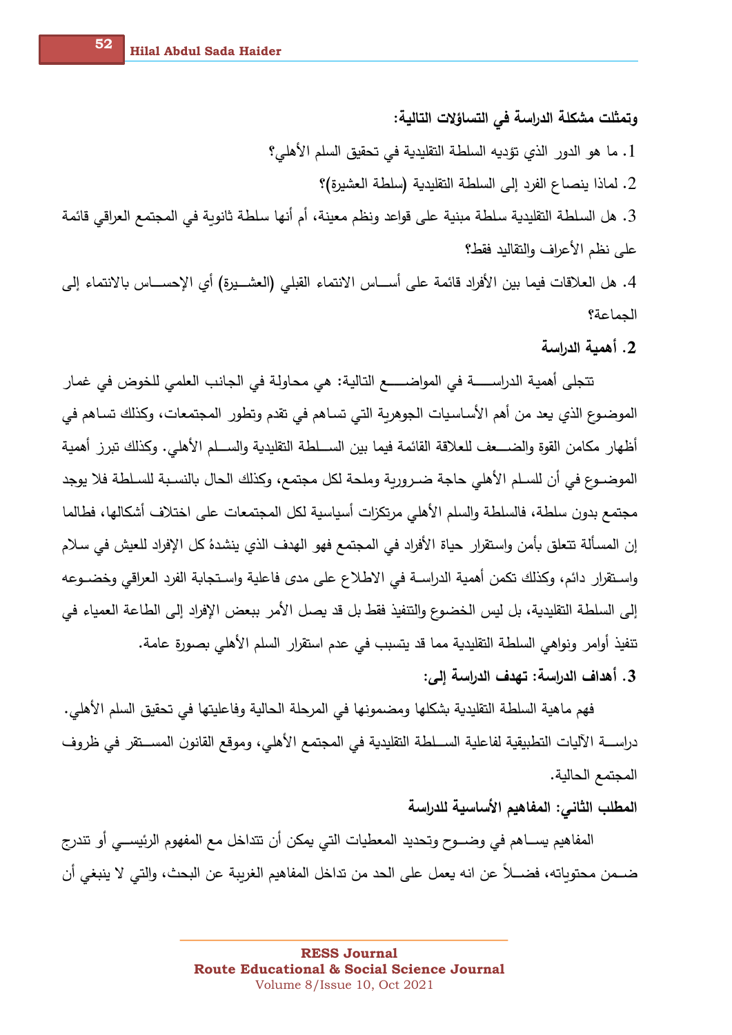**وتمثلت مشكلة الدراسة في التساؤلات التالية:**

1. ما هو الدور الذي تؤديه السلطة التقليدية في تحقيق السلم الأهلي؟
2. لماذا ينصاع الفرد إلى السلطة التقليدية (سلطة العشيرة)؟
3. هل السلطة التقليدية سلطة مبنية على قواعد ونظم معينة، أم أنها سلطة ثانوية في المجتمع العراقي قائمة على نظم الأعراف والتقاليد فقط؟
4. هل العلاقات فيما بين الأفراد قائمة على أساس الانتماء القبلي (العشيرة) أي الإحساس بالانتماء إلى الجماعة؟

**2. أهمية الدراسة**

تتجلى أهمية الدراسة في المواضع التالية: هي محاولة في الجانب العلمي للخوض في غمار الموضوع الذي يعد من أهم الأساسيات الجوهرية التي تساهم في تقدم وتطور المجتمعات، وكذلك تساهم في أظهار مكامن القوة والضعف للعلاقة القائمة فيما بين السلطة التقليدية والسلم الأهلي. وكذلك تبرز أهمية الموضوع في أن للسلم الأهلي حاجة ضرورية وملحة لكل مجتمع، وكذلك الحال بالنسبة للسلطة فلا يوجد مجتمع بدون سلطة، فالسلطة والسلم الأهلي مرتكزات أسياسية لكل المجتمعات على اختلاف أشكالها، فطالما إن المسألة تتعلق بأمن واستقرار حياة الأفراد في المجتمع فهو الهدف الذي ينشدهُ كل الإفراد للعيش في سلام واستقرار دائم، وكذلك تكمن أهمية الدراسة في الاطلاع على مدى فاعلية واستجابة الفرد العراقي وخضوعه إلى السلطة التقليدية، بل ليس الخضوع والتنفيذ فقط بل قد يصل الأمر ببعض الإفراد إلى الطاعة العمياء في تنفيذ أوامر ونواهي السلطة التقليدية مما قد يتسبب في عدم استقرار السلم الأهلي بصورة عامة.

**3. أهداف الدراسة: تهدف الدراسة إلى:**

فهم ماهية السلطة التقليدية بشكلها ومضمونها في المرحلة الحالية وفاعليتها في تحقيق السلم الأهلي.

دراسة الآليات التطبيقية لفاعلية السلطة التقليدية في المجتمع الأهلي، وموقع القانون المستقر في ظروف المجتمع الحالية.

**المطلب الثاني: المفاهيم الأساسية للدراسة**

المفاهيم يساهم في وضوح وتحديد المعطيات التي يمكن أن تتداخل مع المفهوم الرئيسي أو تندرج ضمن محتوياته، فضلاً عن انه يعمل على الحد من تداخل المفاهيم الغريبة عن البحث، والتي لا ينبغي أن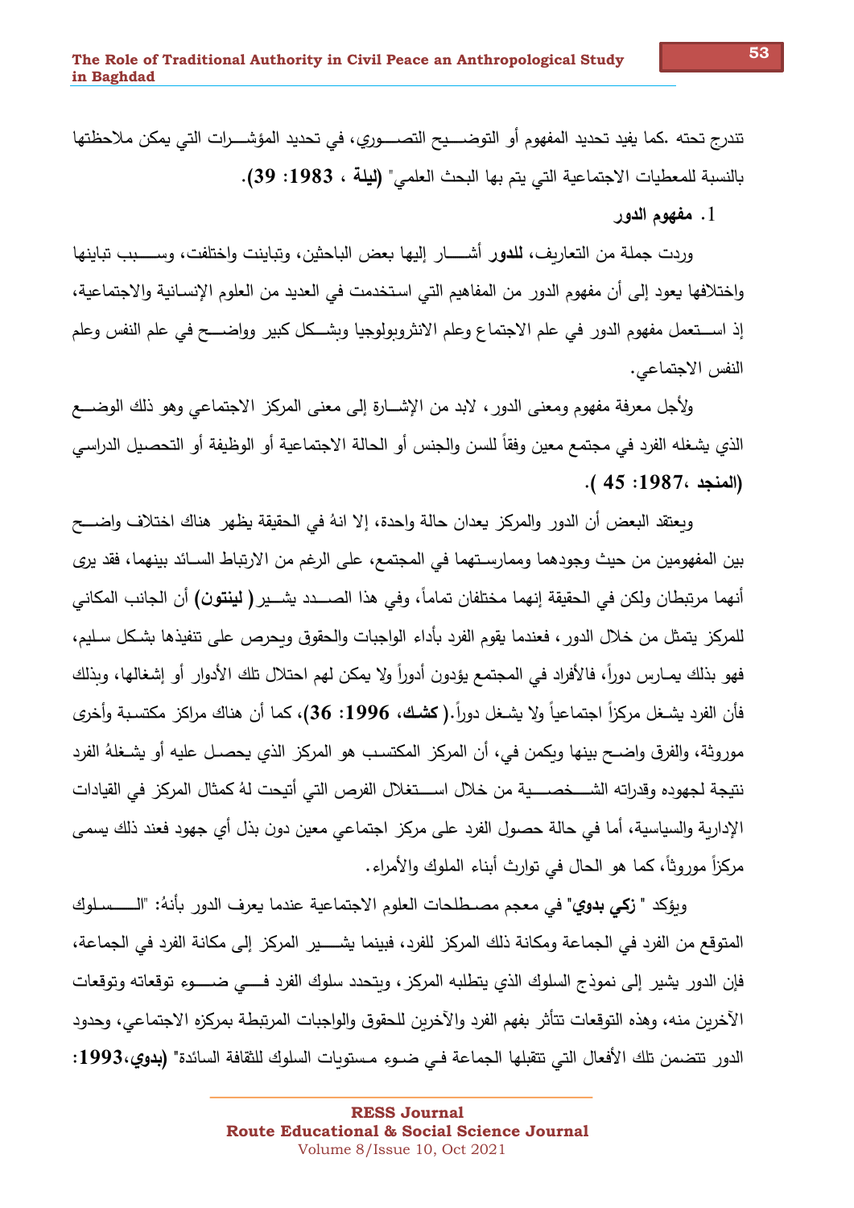تندرج تحته .كما يفيد تحديد المفهوم أو التوضـــيح التصـــوري، في تحديد المؤشـــرات التي يمكن ملاحظتها بالنسبة للمعطيات الاجتماعية التي يتم بها البحث العلمي" **(ليلة ، 1983: 39).**

### 1. مفهوم الدور

وردت جملة من التعاريف، **للدور** أشـــار إليها بعض الباحثين، وتباينت واختلفت، وســـبب تباينها واختلافها يعود إلى أن مفهوم الدور من المفاهيم التي استخدمت في العديد من العلوم الإنسانية والاجتماعية، إذ اســـتعمل مفهوم الدور في علم الاجتماع وعلم الانثروبولوجيا وبشـــكل كبير وواضـــح في علم النفس وعلم النفس الاجتماعي.

ولأجل معرفة مفهوم ومعنى الدور، لابد من الإشـــارة إلى معنى المركز الاجتماعي وهو ذلك الوضـــع الذي يشغله الفرد في مجتمع معين وفقاً للسن والجنس أو الحالة الاجتماعية أو الوظيفة أو التحصيل الدراسي **(المنجد، 1987: 45 ).**

ويعتقد البعض أن الدور والمركز يعدان حالة واحدة، إلا انهُ في الحقيقة يظهر هناك اختلاف واضـــح بين المفهومين من حيث وجودهما وممارسـتهما في المجتمع، على الرغم من الارتباط السـائد بينهما، فقد يرى أنهما مرتبطان ولكن في الحقيقة إنهما مختلفان تماماً، وفي هذا الصـــدد يشـــير **( لينتون)** أن الجانب المكاني للمركز يتمثل من خلال الدور، فعندما يقوم الفرد بأداء الواجبات والحقوق ويحرص على تنفيذها بشكل سليم، فهو بذلك يمـارس دوراً، فالأفراد في المجتمع يؤدون أدوراً ولا يمكن لهم احتلال تلك الأدوار أو إشغالها، وبذلك فأن الفرد يشـغل مركزاً اجتماعياً ولا يشـغل دوراً.( **كشك، 1996: 36)**، كما أن هناك مراكز مكتسبة وأخرى موروثة، والفرق واضـح بينها ويكمن في، أن المركز المكتسـب هو المركز الذي يحصـل عليه أو يشـغلهُ الفرد نتيجة لجهوده وقدراته الشـــخصـــية من خلال اســـتغلال الفرص التي أتيحت لهُ كمثال المركز في القيادات الإدارية والسياسية، أما في حالة حصول الفرد على مركز اجتماعي معين دون بذل أي جهود فعند ذلك يسمى مركزاً موروثاً، كما هو الحال في توارث أبناء الملوك والأمراء.

ويؤكد " **زكي بدوي**" في معجم مصـطلحات العلوم الاجتماعية عندما يعرف الدور بأنهُ: "الـــســلوك المتوقع من الفرد في الجماعة ومكانة ذلك المركز للفرد، فبينما يشـــير المركز إلى مكانة الفرد في الجماعة، فإن الدور يشير إلى نموذج السلوك الذي يتطلبه المركز، ويتحدد سلوك الفرد فـــي ضـــوء توقعاته وتوقعات الآخرين منه، وهذه التوقعات تتأثر بفهم الفرد والآخرين للحقوق والواجبات المرتبطة بمركزه الاجتماعي، وحدود الدور تتضمن تلك الأفعال التي تتقبلها الجماعة فـي ضـوء مـستويات السلوك للثقافة السائدة" **(بدوي،1993:**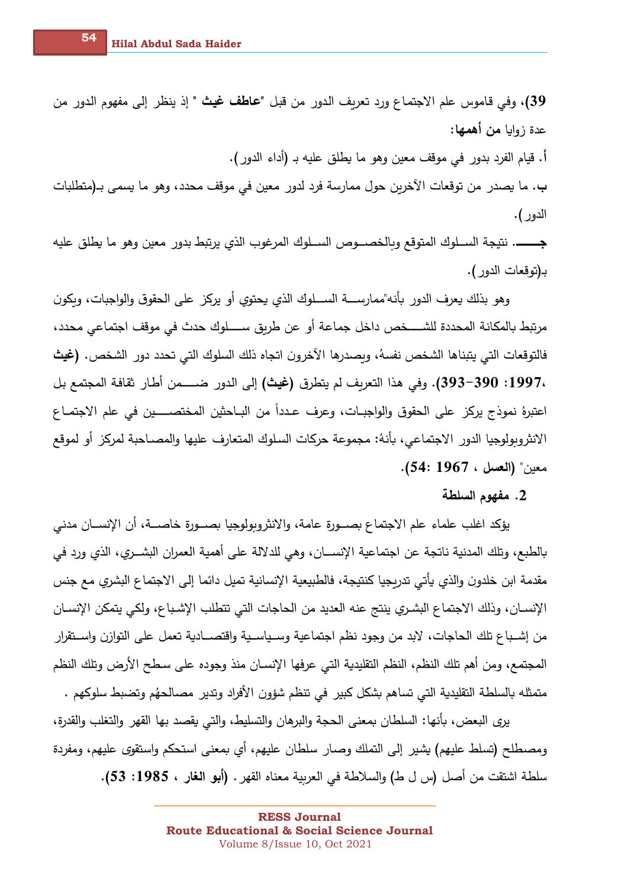39)، وفي قاموس علم الاجتماع ورد تعريف الدور من قبل "**عاطف غيث** " إذ ينظر إلى مفهوم الدور من عدة زوايا **من أهمها:**

**أ.** قيام الفرد بدور في موقف معين وهو ما يطلق عليه بـ (أداء الدور).

**ب.** ما يصدر من توقعات الآخرين حول ممارسة فرد لدور معين في موقف محدد، وهو ما يسمى بـ(متطلبات الدور).

**جـــــ.** نتيجة السلوك المتوقع وبالخصوص السلوك المرغوب الذي يرتبط بدور معين وهو ما يطلق عليه بـ(توقعات الدور).

وهو بذلك يعرف الدور بأنه"ممارسة السلوك الذي يحتوي أو يركز على الحقوق والواجبات، ويكون مرتبط بالمكانة المحددة للشخص داخل جماعة أو عن طريق سلوك حدث في موقف اجتماعي محدد، فالتوقعات التي يتبناها الشخص نفسهُ، ويصدرها الآخرون اتجاه ذلك السلوك التي تحدد دور الشخص. **(غيث ،1997: 390-393)**. وفي هذا التعريف لم يتطرق **(غيث)** إلى الدور ضمن أطار ثقافة المجتمع بل اعتبرهُ نموذج يركز على الحقوق والواجبات، وعرف عدداً من الباحثين المختصين في علم الاجتماع الانثروبولوجيا الدور الاجتماعي، بأنهُ: مجموعة حركات السلوك المتعارف عليها والمصاحبة لمركز أو لموقع معين" **(العسل ، 1967 :54)**.

### 2. مفهوم السلطة

يؤكد اغلب علماء علم الاجتماع بصورة عامة، والانثروبولوجيا بصورة خاصة، أن الإنسان مدني بالطبع، وتلك المدنية ناتجة عن اجتماعية الإنسان، وهي للدلالة على أهمية العمران البشري، الذي ورد في مقدمة ابن خلدون والذي يأتي تدريجيا كنتيجة، فالطبيعية الإنسانية تميل دائما إلى الاجتماع البشري مع جنس الإنسان، وذلك الاجتماع البشري ينتج عنه العديد من الحاجات التي تتطلب الإشباع، ولكي يتمكن الإنسان من إشباع تلك الحاجات، لابد من وجود نظم اجتماعية وسياسية واقتصادية تعمل على التوازن واستقرار المجتمع، ومن أهم تلك النظم، النظم التقليدية التي عرفها الإنسان منذ وجوده على سطح الأرض وتلك النظم متمثله بالسلطة التقليدية التي تساهم بشكل كبير في تنظم شؤون الأفراد وتدير مصالحهُم وتضبط سلوكهم .

يرى البعض، بأنها: السلطان بمعنى الحجة والبرهان والتسليط، والتي يقصد بها القهر والتغلب والقدرة، ومصطلح (تسلط عليهم) يشير إلى التملك وصار سلطان عليهم، أي بمعنى استحكم واستقوى عليهم، ومفردة سلطة اشتقت من أصل (س ل ط) والسلاطة في العربية معناه القهر. **(أبو الغار ، 1985: 53)**.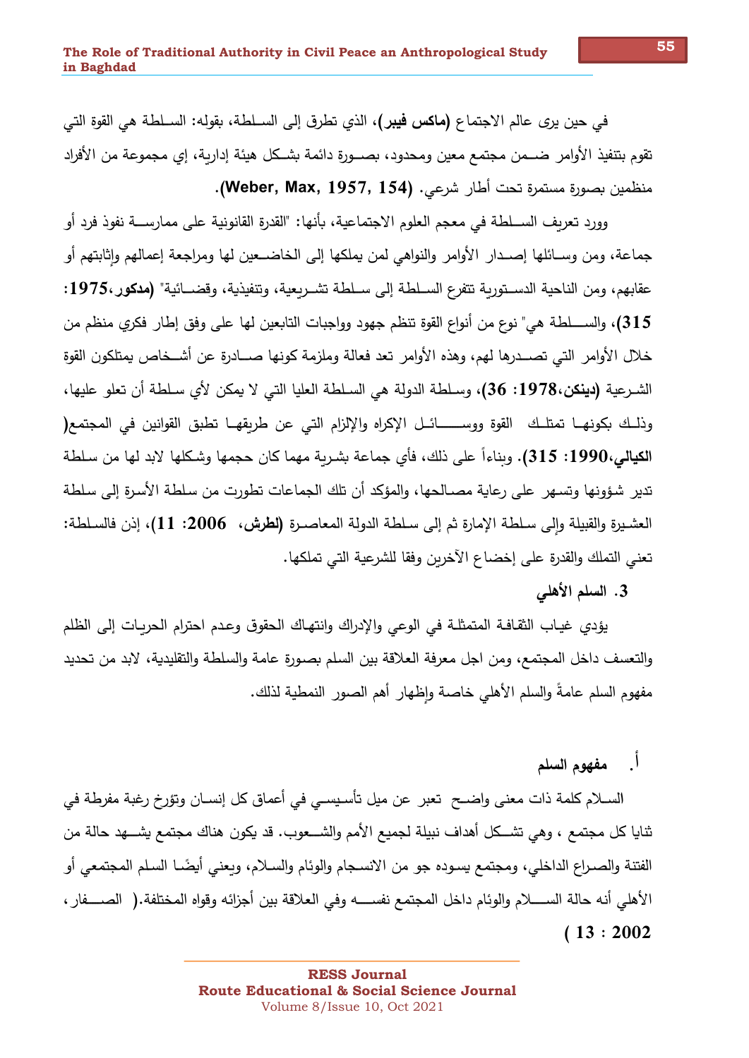في حين يرى عالم الاجتماع (**ماكس فيبر**)، الذي تطرق إلى السلطة، بقوله: السلطة هي القوة التي تقوم بتنفيذ الأوامر ضمن مجتمع معين ومحدود، بصورة دائمة بشكل هيئة إدارية، إي مجموعة من الأفراد منظمين بصورة مستمرة تحت أطار شرعي. **(Weber, Max, 1957, 154)**.

وورد تعريف السلطة في معجم العلوم الاجتماعية، بأنها: "القدرة القانونية على ممارسة نفوذ فرد أو جماعة، ومن وسائلها إصدار الأوامر والنواهي لمن يملكها إلى الخاضعين لها ومراجعة إعمالهم وإثابتهم أو عقابهم، ومن الناحية الدستورية تتفرع السلطة إلى سلطة تشريعية، وتنفيذية، وقضائية" **(مدكور،1975: 315)**، والسلطة هي" نوع من أنواع القوة تنظم جهود وواجبات التابعين لها على وفق إطار فكري منظم من خلال الأوامر التي تصدرها لهم، وهذه الأوامر تعد فعالة وملزمة كونها صادرة عن أشخاص يمتلكون القوة الشرعية **(دينكن،1978: 36)**، وسلطة الدولة هي السلطة العليا التي لا يمكن لأي سلطة أن تعلو عليها، وذلك بكونها تمتلك القوة ووسائل الإكراه والإلزام التي عن طريقها تطبق القوانين في المجتمع( **الكيالي،1990: 315)**. وبناءاً على ذلك، فأي جماعة بشرية مهما كان حجمها وشكلها لابد لها من سلطة تدير شؤونها وتسهر على رعاية مصالحها، والمؤكد أن تلك الجماعات تطورت من سلطة الأسرة إلى سلطة العشيرة والقبيلة وإلى سلطة الإمارة ثم إلى سلطة الدولة المعاصرة **(لطرش، 2006: 11)**، إذن فالسلطة: تعني التملك والقدرة على إخضاع الآخرين وفقا للشرعية التي تملكها.

### 3. السلم الأهلي

يؤدي غياب الثقافة المتمثلة في الوعي والإدراك وانتهاك الحقوق وعدم احترام الحريات إلى الظلم والتعسف داخل المجتمع، ومن اجل معرفة العلاقة بين السلم بصورة عامة والسلطة والتقليدية، لابد من تحديد مفهوم السلم عامةً والسلم الأهلي خاصة وإظهار أهم الصور النمطية لذلك.

#### أ. مفهوم السلم

السلام كلمة ذات معنى واضح تعبر عن ميل تأسيسي في أعماق كل إنسان وتؤرخ رغبة مفرطة في ثنايا كل مجتمع ، وهي تشكل أهداف نبيلة لجميع الأمم والشعوب. قد يكون هناك مجتمع يشهد حالة من الفتنة والصراع الداخلي، ومجتمع يسوده جو من الانسجام والوئام والسلام، ويعني أيضًا السلم المجتمعي أو الأهلي أنه حالة السلام والوئام داخل المجتمع نفسه وفي العلاقة بين أجزائه وقواه المختلفة.( الصفار، **2002 : 13** )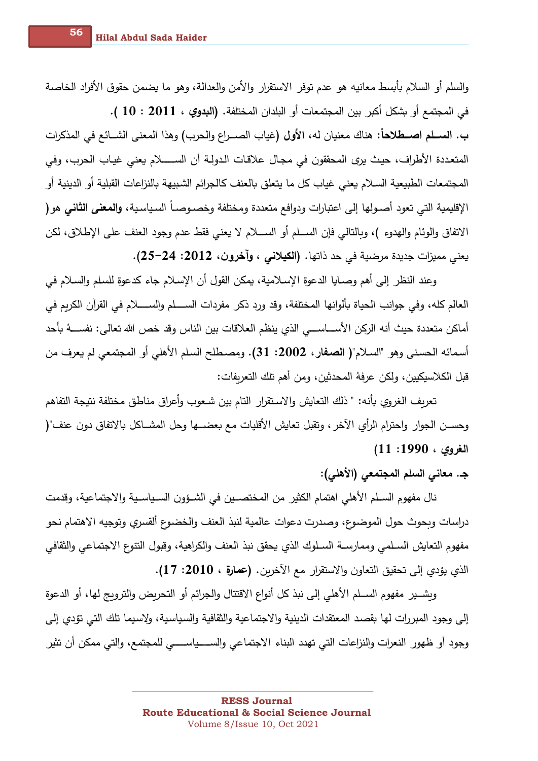والسلم أو السلام بأبسط معانيه هو عدم توفر الاستقرار والأمن والعدالة، وهو ما يضمن حقوق الأفراد الخاصة في المجتمع أو بشكل أكبر بين المجتمعات أو البلدان المختلفة. **(البدوي ، 2011 : 10 ).**

**ب. السـلم اصـطلاحاً:** هناك معنيان له، **الأول** (غياب الصـراع والحرب) وهذا المعنى الشـائع في المذكرات المتعددة الأطراف، حيث يرى المحققون في مجال علاقات الدولة أن الســـلام يعني غياب الحرب، وفي المجتمعات الطبيعية السلام يعني غياب كل ما يتعلق بالعنف كالجرائم الشبيهة بالنزاعات القبلية أو الدينية أو الإقليمية التي تعود أصـولها إلى اعتبارات ودوافع متعددة ومختلفة وخصـوصـاً السياسية، **والمعنى الثاني** هو( الاتفاق والوئام والهدوء )، وبالتالي فإن السـلم أو السـلام لا يعني فقط عدم وجود العنف على الإطلاق، لكن يعني مميزات جديدة مرضية في حد ذاتها. **(الكيلاني ، وآخرون، 2012: 24-25).**

وعند النظر إلى أهم وصايا الدعوة الإسلامية، يمكن القول أن الإسلام جاء كدعوة للسلم والسلام في العالم كله، وفي جوانب الحياة بألوانها المختلفة، وقد ورد ذكر مفردات الســلم والســـلام في القرآن الكريم في أماكن متعددة حيث أنه الركن الأســاســـي الذي ينظم العلاقات بين الناس وقد خص الله تعالى: نفســهُ بأحد أسمائه الحسنى وهو "السلام"( **الصفار، 2002: 31**). ومصطلح السلم الأهلي أو المجتمعي لم يعرف من قبل الكلاسيكيين، ولكن عرفهُ المحدثين، ومن أهم تلك التعريفات:

تعريف الغروي بأنه: " ذلك التعايش والاستقرار التام بين شعوب وأعراق مناطق مختلفة نتيجة التفاهم وحسـن الجوار واحترام الرأي الآخر، وتقبل تعايش الأقليات مع بعضـها وحل المشـاكل بالاتفاق دون عنف"( **الغروي ، 1990: 11)**

### ج. معاني السلم المجتمعي (الأهلي):

نال مفهوم السـلم الأهلي اهتمام الكثير من المختصـين في الشـؤون السـياسـية والاجتماعية، وقدمت دراسات وبحوث حول الموضوع، وصدرت دعوات عالمية لنبذ العنف والخضوع ألقسري وتوجيه الاهتمام نحو مفهوم التعايش السـلمي وممارسـة السـلوك الذي يحقق نبذ العنف والكراهية، وقبول التنوع الاجتماعي والثقافي الذي يؤدي إلى تحقيق التعاون والاستقرار مع الآخرين. **(عمارة ، 2010: 17).**

ويشـير مفهوم السـلم الأهلي إلى نبذ كل أنواع الاقتتال والجرائم أو التحريض والترويج لها، أو الدعوة إلى وجود المبررات لها بقصد المعتقدات الدينية والاجتماعية والثقافية والسياسية، ولاسيما تلك التي تؤدي إلى وجود أو ظهور النعرات والنزاعات التي تهدد البناء الاجتماعي والســـياســـي للمجتمع، والتي ممكن أن تثير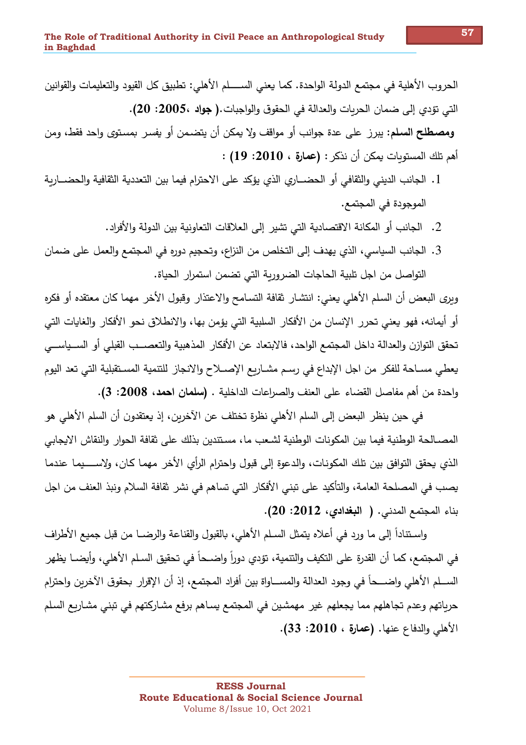الحروب الأهلية في مجتمع الدولة الواحدة. كما يعني السلم الأهلي: تطبيق كل القيود والتعليمات والقوانين التي تؤدي إلى ضمان الحريات والعدالة في الحقوق والواجبات.**( جواد ،2005: 20).**

**ومصطلح السلم:** يبرز على عدة جوانب أو مواقف ولا يمكن أن يتضمن أو يفسر بمستوى واحد فقط، ومن أهم تلك المستويات يمكن أن نذكر: **(عمارة ، 2010: 19)** :

1. الجانب الديني والثقافي أو الحضاري الذي يؤكد على الاحترام فيما بين التعددية الثقافية والحضارية الموجودة في المجتمع.
2. الجانب أو المكانة الاقتصادية التي تشير إلى العلاقات التعاونية بين الدولة والأفراد.
3. الجانب السياسي، الذي يهدف إلى التخلص من النزاع، وتحجيم دوره في المجتمع والعمل على ضمان التواصل من اجل تلبية الحاجات الضرورية التي تضمن استمرار الحياة.

ويرى البعض أن السلم الأهلي يعني: انتشار ثقافة التسامح والاعتذار وقبول الأخر مهما كان معتقده أو فكره أو أيمانه، فهو يعني تحرر الإنسان من الأفكار السلبية التي يؤمن بها، والانطلاق نحو الأفكار والغايات التي تحقق التوازن والعدالة داخل المجتمع الواحد، فالابتعاد عن الأفكار المذهبية والتعصب القبلي أو السياسي يعطي مساحة للفكر من اجل الإبداع في رسم مشاريع الإصلاح والانجاز للتنمية المستقبلية التي تعد اليوم واحدة من أهم مفاصل القضاء على العنف والصراعات الداخلية . **(سلمان احمد، 2008: 3).**

في حين ينظر البعض إلى السلم الأهلي نظرة تختلف عن الآخرين، إذ يعتقدون أن السلم الأهلي هو المصالحة الوطنية فيما بين المكونات الوطنية لشعب ما، مستندين بذلك على ثقافة الحوار والنقاش الايجابي الذي يحقق التوافق بين تلك المكونات، والدعوة إلى قبول واحترام الرأي الأخر مهما كان، ولاسيما عندما يصب في المصلحة العامة، والتأكيد على تبني الأفكار التي تساهم في نشر ثقافة السلام ونبذ العنف من اجل بناء المجتمع المدني. **( البغدادي، 2012: 20).**

واستناداً إلى ما ورد في أعلاه يتمثل السلم الأهلي، بالقبول والقناعة والرضا من قبل جميع الأطراف في المجتمع، كما أن القدرة على التكيف والتنمية، تؤدي دوراً واضحاً في تحقيق السلم الأهلي، وأيضا يظهر السلم الأهلي واضحاً في وجود العدالة والمساواة بين أفراد المجتمع، إذ أن الإقرار بحقوق الآخرين واحترام حرياتهم وعدم تجاهلهم مما يجعلهم غير مهمشين في المجتمع يساهم برفع مشاركتهم في تبني مشاريع السلم الأهلي والدفاع عنها. **(عمارة ، 2010: 33).**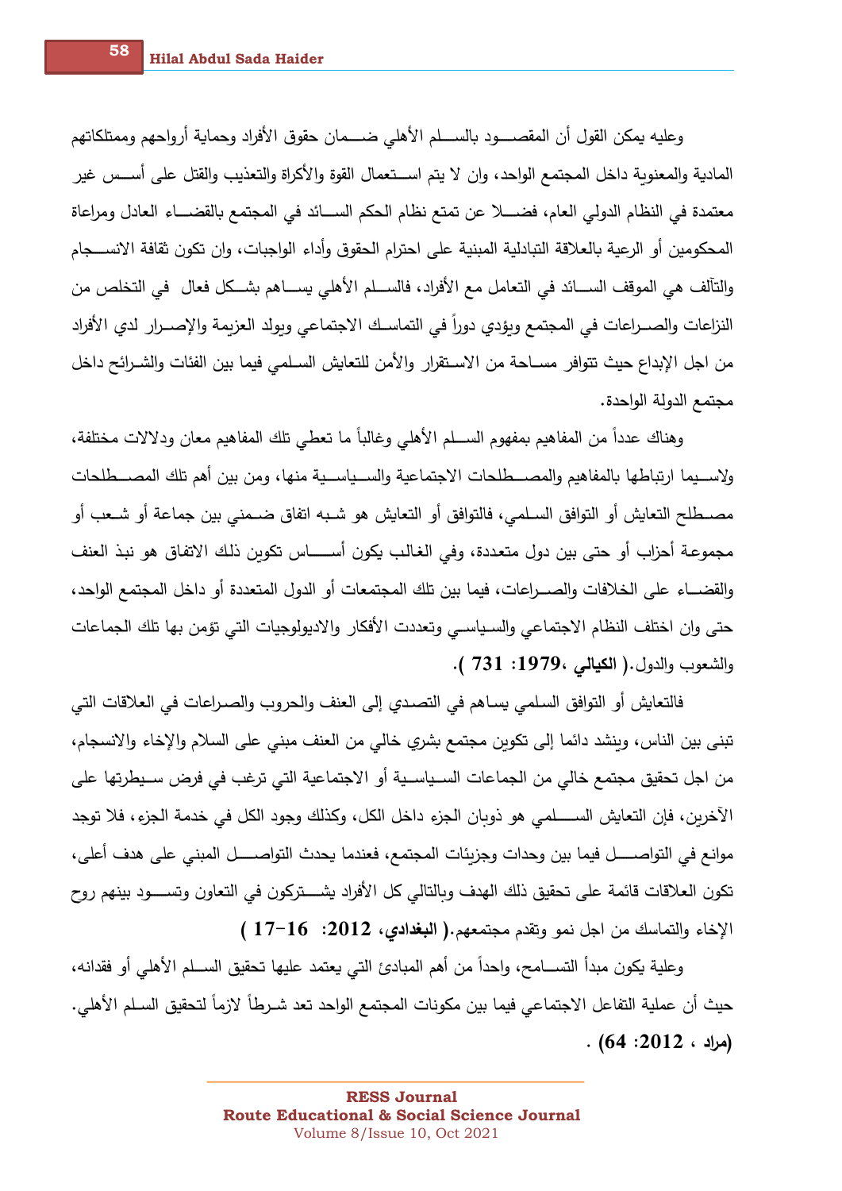وعليه يمكن القول أن المقصود بالسلم الأهلي ضمان حقوق الأفراد وحماية أرواحهم وممتلكاتهم المادية والمعنوية داخل المجتمع الواحد، وان لا يتم استعمال القوة والأكراة والتعذيب والقتل على أسس غير معتمدة في النظام الدولي العام، فضلا عن تمتع نظام الحكم السائد في المجتمع بالقضاء العادل ومراعاة المحكومين أو الرعية بالعلاقة التبادلية المبنية على احترام الحقوق وأداء الواجبات، وان تكون ثقافة الانسجام والتآلف هي الموقف السائد في التعامل مع الأفراد، فالسلم الأهلي يساهم بشكل فعال في التخلص من النزاعات والصراعات في المجتمع ويؤدي دوراً في التماسك الاجتماعي ويولد العزيمة والإصرار لدي الأفراد من اجل الإبداع حيث تتوافر مساحة من الاستقرار والأمن للتعايش السلمي فيما بين الفئات والشرائح داخل مجتمع الدولة الواحدة.

وهناك عدداً من المفاهيم بمفهوم السلم الأهلي وغالباً ما تعطي تلك المفاهيم معان ودلالات مختلفة، ولاسيما ارتباطها بالمفاهيم والمصطلحات الاجتماعية والسياسية منها، ومن بين أهم تلك المصطلحات مصطلح التعايش أو التوافق السلمي، فالتوافق أو التعايش هو شبه اتفاق ضمني بين جماعة أو شعب أو مجموعة أحزاب أو حتى بين دول متعددة، وفي الغالب يكون أساس تكوين ذلك الاتفاق هو نبذ العنف والقضاء على الخلافات والصراعات، فيما بين تلك المجتمعات أو الدول المتعددة أو داخل المجتمع الواحد، حتى وان اختلف النظام الاجتماعي والسياسي وتعددت الأفكار والايديولوجيات التي تؤمن بها تلك الجماعات والشعوب والدول.( **الكيالي ،1979: 731** ).

فالتعايش أو التوافق السلمي يساهم في التصدي إلى العنف والحروب والصراعات في العلاقات التي تبنى بين الناس، وينشد دائما إلى تكوين مجتمع بشري خالي من العنف مبني على السلام والإخاء والانسجام، من اجل تحقيق مجتمع خالي من الجماعات السياسية أو الاجتماعية التي ترغب في فرض سيطرتها على الآخرين، فإن التعايش السلمي هو ذوبان الجزء داخل الكل، وكذلك وجود الكل في خدمة الجزء، فلا توجد موانع في التواصل فيما بين وحدات وجزيئات المجتمع، فعندما يحدث التواصل المبني على هدف أعلى، تكون العلاقات قائمة على تحقيق ذلك الهدف وبالتالي كل الأفراد يشتركون في التعاون وتسود بينهم روح الإخاء والتماسك من اجل نمو وتقدم مجتمعهم.( **البغدادي، 2012: 16-17** )

وعلية يكون مبدأ التسامح، واحداً من أهم المبادئ التي يعتمد عليها تحقيق السلم الأهلي أو فقدانه، حيث أن عملية التفاعل الاجتماعي فيما بين مكونات المجتمع الواحد تعد شرطاً لازماً لتحقيق السلم الأهلي. **(مراد ، 2012: 64)** .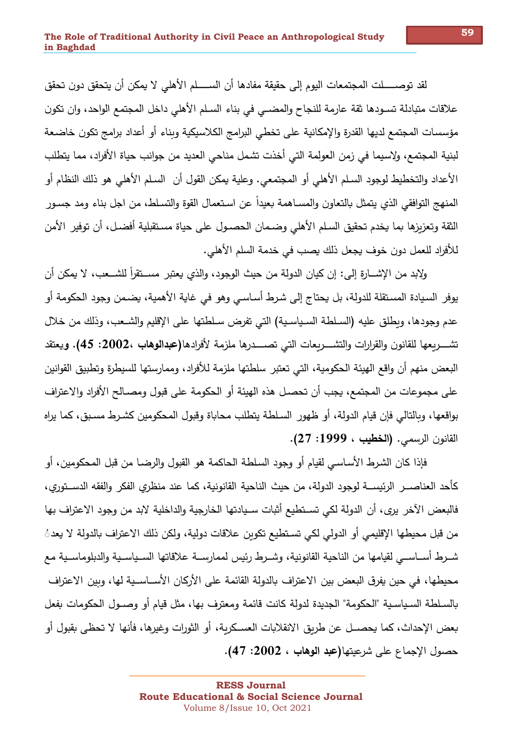لقد توصلت المجتمعات اليوم إلى حقيقة مفادها أن السلم الأهلي لا يمكن أن يتحقق دون تحقق علاقات متبادلة تسودها ثقة عارمة للنجاح والمضي في بناء السلم الأهلي داخل المجتمع الواحد، وان تكون مؤسسات المجتمع لديها القدرة والإمكانية على تخطي البرامج الكلاسيكية وبناء أو أعداد برامج تكون خاضعة لبنية المجتمع، ولاسيما في زمن العولمة التي أخذت تشمل مناحي العديد من جوانب حياة الأفراد، مما يتطلب الأعداد والتخطيط لوجود السلم الأهلي أو المجتمعي. وعلية يمكن القول أن السلم الأهلي هو ذلك النظام أو المنهج التوافقي الذي يتمثل بالتعاون والمساهمة بعيداً عن استعمال القوة والتسلط، من اجل بناء ومد جسور الثقة وتعزيزها بما يخدم تحقيق السلم الأهلي وضمان الحصول على حياة مستقبلية أفضل، أن توفير الأمن للأفراد للعمل دون خوف يجعل ذلك يصب في خدمة السلم الأهلي.

ولابد من الإشارة إلى: إن كيان الدولة من حيث الوجود، والذي يعتبر مستقراً للشعب، لا يمكن أن يوفر السيادة المستقلة للدولة، بل يحتاج إلى شرط أساسي وهو في غاية الأهمية، يضمن وجود الحكومة أو عدم وجودها، ويطلق عليه (السلطة السياسية) التي تفرض سلطتها على الإقليم والشعب، وذلك من خلال تشريعها للقانون والقرارات والتشريعات التي تصدرها ملزمة لأفرادها(**عبدالوهاب ،2002: 45)**. **ويعتقد** البعض منهم أن واقع الهيئة الحكومية، التي تعتبر سلطتها ملزمة للأفراد، وممارستها للسيطرة وتطبيق القوانين على مجموعات من المجتمع، يجب أن تحصل هذه الهيئة أو الحكومة على قبول ومصالح الأفراد والاعتراف بواقعها، وبالتالي فإن قيام الدولة، أو ظهور السلطة يتطلب محاباة وقبول المحكومين كشرط مسبق، كما يراه القانون الرسمي. (**الخطيب ، 1999: 27**).

فإذا كان الشرط الأساسي لقيام أو وجود السلطة الحاكمة هو القبول والرضا من قبل المحكومين، أو كأحد العناصر الرئيسة لوجود الدولة، من حيث الناحية القانونية، كما عند منظري الفكر والفقه الدستوري، فالبعض الآخر يرى، أن الدولة لكي تستطيع أثبات سيادتها الخارجية والداخلية لابد من وجود الاعتراف بها من قبل محيطها الإقليمي أو الدولي لكي تستطيع تكوين علاقات دولية، ولكن ذلك الاعتراف بالدولة لا يعدُ شرط أساسي لقيامها من الناحية القانونية، وشرط رئيس لممارسة علاقاتها السياسية والدبلوماسية مع محيطها، في حين يفرق البعض بين الاعتراف بالدولة القائمة على الأركان الأساسية لها، وبين الاعتراف بالسلطة السياسية "الحكومة" الجديدة لدولة كانت قائمة ومعترف بها، مثل قيام أو وصول الحكومات بفعل بعض الإحداث، كما يحصل عن طريق الانقلابات العسكرية، أو الثورات وغيرها، فأنها لا تحظى بقبول أو حصول الإجماع على شرعيتها(**عبد الوهاب ، 2002: 47**).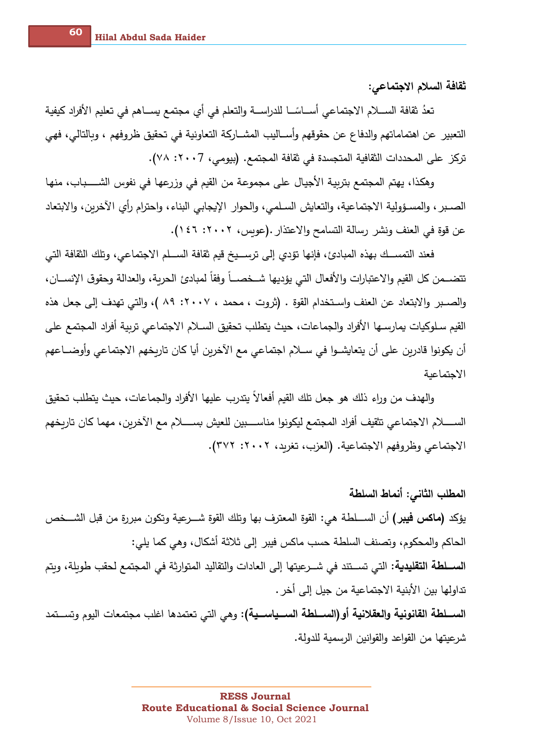**ثقافة السلام الاجتماعي:**

تعدُ ثقافة السلام الاجتماعي أساسًا للدراسة والتعلم في أي مجتمع يساهم في تعليم الأفراد كيفية التعبير عن اهتماماتهم والدفاع عن حقوقهم وأساليب المشاركة التعاونية في تحقيق ظروفهم ، وبالتالي، فهي تركز على المحددات الثقافية المتجسدة في ثقافة المجتمع. (بيومي، ٢٠٠٧: ٧٨).

وهكذا، يهتم المجتمع بتربية الأجيال على مجموعة من القيم في وزرعها في نفوس الشباب، منها الصبر، والمسؤولية الاجتماعية، والتعايش السلمي، والحوار الإيجابي البناء، واحترام رأي الآخرين، والابتعاد عن قوة في العنف ونشر رسالة التسامح والاعتذار .(عويس، ٢٠٠٢: ١٤٦).

فعند التمسك بهذه المبادئ، فإنها تؤدي إلى ترسيخ قيم ثقافة السلم الاجتماعي، وتلك الثقافة التي تتضمن كل القيم والاعتبارات والأفعال التي يؤديها شخصاً وفقاً لمبادئ الحرية، والعدالة وحقوق الإنسان، والصبر والابتعاد عن العنف واستخدام القوة . (ثروت ، محمد ، ٢٠٠٧: ٨٩ )، والتي تهدف إلى جعل هذه القيم سلوكيات يمارسها الأفراد والجماعات، حيث يتطلب تحقيق السلام الاجتماعي تربية أفراد المجتمع على أن يكونوا قادرين على أن يتعايشوا في سلام اجتماعي مع الآخرين أيا كان تاريخهم الاجتماعي وأوضاعهم الاجتماعية

والهدف من وراء ذلك هو جعل تلك القيم أفعالاً يتدرب عليها الأفراد والجماعات، حيث يتطلب تحقيق السلام الاجتماعي تثقيف أفراد المجتمع ليكونوا مناسبين للعيش بسلام مع الآخرين، مهما كان تاريخهم الاجتماعي وظروفهم الاجتماعية. (العزب، تغريد، ٢٠٠٢: ٣٧٢).

**المطلب الثاني: أنماط السلطة**

يؤكد **(ماكس فيبر)** أن السلطة هي: القوة المعترف بها وتلك القوة شرعية وتكون مبررة من قبل الشخص الحاكم والمحكوم، وتصنف السلطة حسب ماكس فيبر إلى ثلاثة أشكال، وهي كما يلي:

**السلطة التقليدية:** التي تستند في شرعيتها إلى العادات والتقاليد المتوارثة في المجتمع لحقب طويلة، ويتم تداولها بين الأبنية الاجتماعية من جيل إلى أخر.

**السلطة القانونية والعقلانية أو(السلطة السياسية):** وهي التي تعتمدها اغلب مجتمعات اليوم وتستمد شرعيتها من القواعد والقوانين الرسمية للدولة.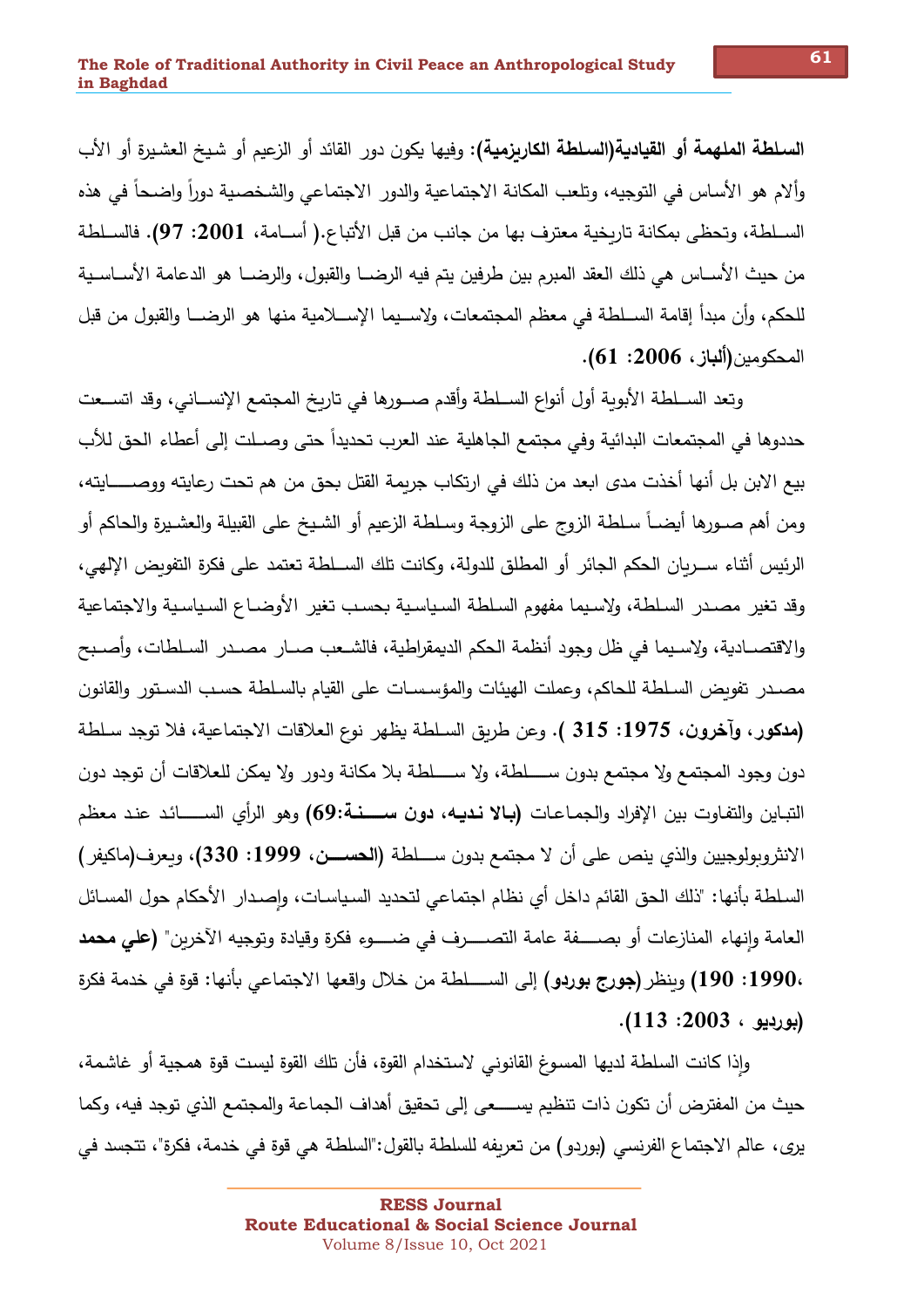**السلطة الملهمة أو القيادية(السلطة الكاريزمية):** وفيها يكون دور القائد أو الزعيم أو شيخ العشيرة أو الأب وألام هو الأساس في التوجيه، وتلعب المكانة الاجتماعية والدور الاجتماعي والشخصية دوراً واضحاً في هذه السلطة، وتحظى بمكانة تاريخية معترف بها من جانب من قبل الأتباع.( أسامة، **2001: 97)**. فالسلطة من حيث الأساس هي ذلك العقد المبرم بين طرفين يتم فيه الرضا والقبول، والرضا هو الدعامة الأساسية للحكم، وأن مبدأ إقامة السلطة في معظم المجتمعات، ولاسيما الإسلامية منها هو الرضا والقبول من قبل المحكومين**(ألباز، 2006: 61)**.

وتعد السلطة الأبوية أول أنواع السلطة وأقدم صورها في تاريخ المجتمع الإنساني، وقد اتسعت حددوها في المجتمعات البدائية وفي مجتمع الجاهلية عند العرب تحديداً حتى وصلت إلى أعطاء الحق للأب بيع الابن بل أنها أخذت مدى ابعد من ذلك في ارتكاب جريمة القتل بحق من هم تحت رعايته ووصايته، ومن أهم صورها أيضاً سلطة الزوج على الزوجة وسلطة الزعيم أو الشيخ على القبيلة والعشيرة والحاكم أو الرئيس أثناء سريان الحكم الجائر أو المطلق للدولة، وكانت تلك السلطة تعتمد على فكرة التفويض الإلهي، وقد تغير مصدر السلطة، ولاسيما مفهوم السلطة السياسية بحسب تغير الأوضاع السياسية والاجتماعية والاقتصادية، ولاسيما في ظل وجود أنظمة الحكم الديمقراطية، فالشعب صار مصدر السلطات، وأصبح مصدر تفويض السلطة للحاكم، وعملت الهيئات والمؤسسات على القيام بالسلطة حسب الدستور والقانون **(مدكور، وآخرون، 1975: 315 )**. وعن طريق السلطة يظهر نوع العلاقات الاجتماعية، فلا توجد سلطة دون وجود المجتمع ولا مجتمع بدون سلطة، ولا سلطة بلا مكانة ودور ولا يمكن للعلاقات أن توجد دون التباين والتفاوت بين الإفراد والجماعات **(بالا نديه، دون سنة:69)** وهو الرأي السائد عند معظم الانثروبولوجيين والذي ينص على أن لا مجتمع بدون سلطة **(الحسن، 1999: 330)**، ويعرف(ماكيفر) السلطة بأنها: "ذلك الحق القائم داخل أي نظام اجتماعي لتحديد السياسات، وإصدار الأحكام حول المسائل العامة وإنهاء المنازعات أو بصفة عامة التصرف في ضوء فكرة وقيادة وتوجيه الآخرين" **(علي محمد ،1990: 190)** وينظر **(جورج بوردو)** إلى السلطة من خلال واقعها الاجتماعي بأنها: قوة في خدمة فكرة **(بورديو ، 2003: 113)**.

وإذا كانت السلطة لديها المسوغ القانوني لاستخدام القوة، فأن تلك القوة ليست قوة همجية أو غاشمة، حيث من المفترض أن تكون ذات تنظيم يسعى إلى تحقيق أهداف الجماعة والمجتمع الذي توجد فيه، وكما يرى، عالم الاجتماع الفرنسي (بوردو) من تعريفه للسلطة بالقول:"السلطة هي قوة في خدمة، فكرة"، تتجسد في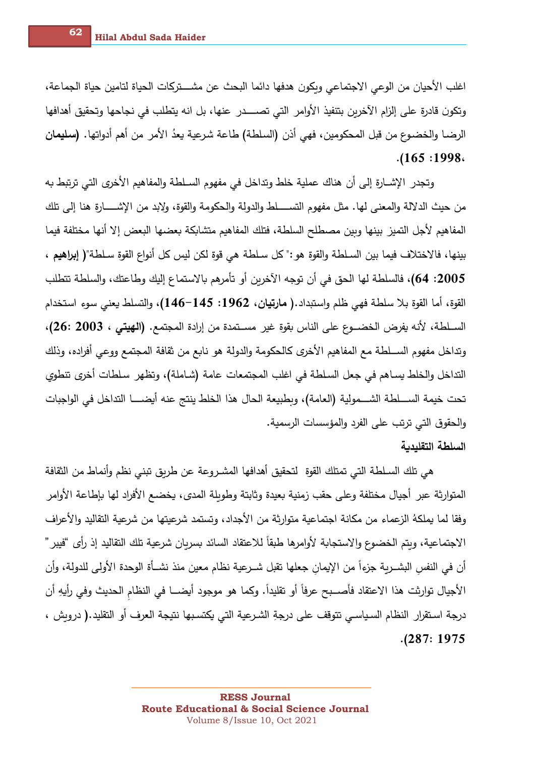اغلب الأحيان من الوعي الاجتماعي ويكون هدفها دائما البحث عن مشـــتركات الحياة لتامين حياة الجماعة، وتكون قادرة على إلزام الآخرين بتنفيذ الأوامر التي تصـــدر عنها، بل انه يتطلب في نجاحها وتحقيق أهدافها الرضا والخضوع من قبل المحكومين، فهي أذن (السلطة) طاعة شرعية يعدُ الأمر من أهم أدواتها. (**سليمان، 1998: 165**).

وتجدر الإشـارة إلى أن هناك عملية خلط وتداخل في مفهوم السـلطة والمفاهيم الأخرى التي ترتبط به من حيث الدلالة والمعنى لها. مثل مفهوم التســـلط والدولة والحكومة والقوة، ولابد من الإشـــارة هنا إلى تلك المفاهيم لأجل التميز بينها وبين مصطلح السلطة، فتلك المفاهيم متشابكة بعضها البعض إلا أنها مختلفة فيما بينها، فالاختلاف فيما بين السـلطة والقوة هو:" كل سـلطة هي قوة لكن ليس كل أنواع القوة سـلطة"( **إبراهيم ، 2005: 64**)، فالسلطة لها الحق في أن توجه الآخرين أو تأمرهم بالاستماع إليك وطاعتك، والسلطة تتطلب القوة، أما القوة بلا سلطة فهي ظلم واستبداد.( **مارتيان، 1962: 145-146**)، والتسلط يعني سوء استخدام السـلطة، لأنه يفرض الخضـوع على الناس بقوة غير مسـتمدة من إرادة المجتمع. (**الهيتي ، 2003: 26**)، وتداخل مفهوم الســلطة مع المفاهيم الأخرى كالحكومة والدولة هو نابع من ثقافة المجتمع ووعي أفراده، وذلك التداخل والخلط يساهم في جعل السلطة في اغلب المجتمعات عامة (شـاملة)، وتظهر سـلطات أخرى تنطوي تحت خيمة الســلطة الشــمولية (العامة)، وبطبيعة الحال هذا الخلط ينتج عنه أيضـــا التداخل في الواجبات والحقوق التي ترتب على الفرد والمؤسسات الرسمية.

**السلطة التقليدية**

هي تلك السـلطة التي تمتلك القوة لتحقيق أهدافها المشـروعة عن طريق تبني نظم وأنماط من الثقافة المتوارثة عبر أجيال مختلفة وعلى حقب زمنية بعيدة وثابتة وطويلة المدى، يخضـع الأفراد لها بإطاعة الأوامر وفقا لما يملكهُ الزعماء من مكانة اجتماعية متوارثة من الأجداد، وتستمد شرعيتها من شرعية التقاليد والأعراف الاجتماعية، ويتم الخضوع والاستجابة لأوامرها طبقاً للاعتقاد السائد بسريان شرعية تلك التقاليد إذ رأى "فيبر" أن في النفسِ البشـرية جزءاً من الإيمانِ جعلها تقبل شـرعية نظام معين منذ نشـأة الوحدة الأولى للدولة، وأن الأجيال توارثت هذا الاعتقاد فأصـبح عرفاً أو تقليداً. وكما هو موجود أيضـــا في النظامِ الحديث وفي رأيهِ أن درجة اسـتقرار النظام السـياسـي تتوقف على درجةِ الشـرعية التي يكتسـبها نتيجة العرف أو التقليد.( درويش ، **1975 :287**).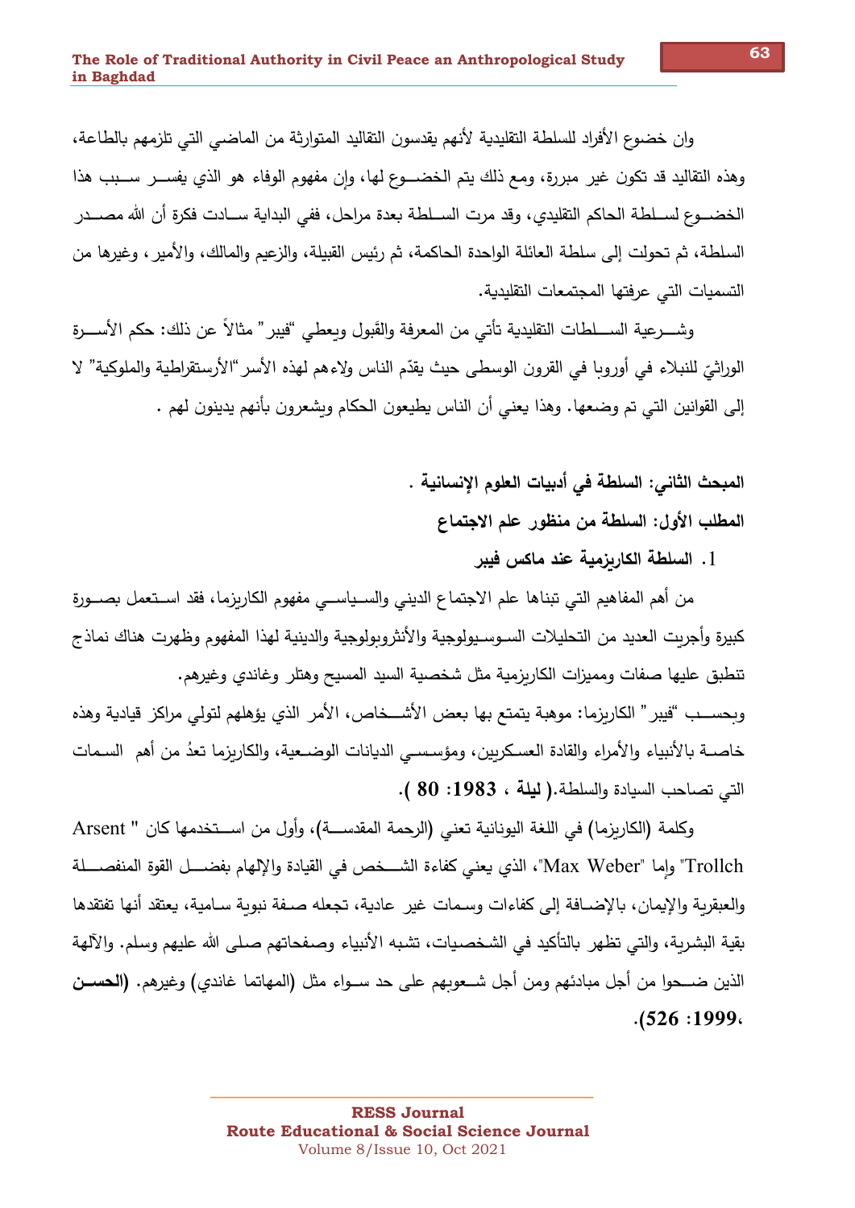وان خضوع الأفراد للسلطة التقليدية لأنهم يقدسون التقاليد المتوارثة من الماضي التي تلزمهم بالطاعة، وهذه التقاليد قد تكون غير مبررة، ومع ذلك يتم الخضوع لها، وإن مفهوم الوفاء هو الذي يفسر سبب هذا الخضوع لسلطة الحاكم التقليدي، وقد مرت السلطة بعدة مراحل، ففي البداية سادت فكرة أن الله مصدر السلطة، ثم تحولت إلى سلطة العائلة الواحدة الحاكمة، ثم رئيس القبيلة، والزعيم والمالك، والأمير، وغيرها من التسميات التي عرفتها المجتمعات التقليدية.

وشرعية السلطات التقليدية تأتي من المعرفة والقَبول ويعطي "فيبر" مثالاً عن ذلك: حكم الأسرة الوراثيّ للنبلاء في أوروبا في القرون الوسطى حيث يقدّم الناس ولاءهم لهذه الأسر "الأرستقراطية والملوكية" لا إلى القوانين التي تم وضعها. وهذا يعني أن الناس يطيعون الحكام ويشعرون بأنهم يدينون لهم .

**المبحث الثاني: السلطة في أدبيات العلوم الإنسانية .**

**المطلب الأول: السلطة من منظور علم الاجتماع**

1. **السلطة الكاريزمية عند ماكس فيبر**

من أهم المفاهيم التي تبناها علم الاجتماع الديني والسياسي مفهوم الكاريزما، فقد استعمل بصورة كبيرة وأجريت العديد من التحليلات السوسيولوجية والأنثروبولوجية والدينية لهذا المفهوم وظهرت هناك نماذج تنطبق عليها صفات ومميزات الكاريزمية مثل شخصية السيد المسيح وهتلر وغاندي وغيرهم.

وبحسب "فيبر" الكاريزما: موهبة يتمتع بها بعض الأشخاص، الأمر الذي يؤهلهم لتولي مراكز قيادية وهذه خاصة بالأنبياء والأمراء والقادة العسكريين، ومؤسسي الديانات الوضعية، والكاريزما تعدُ من أهم السمات التي تصاحب السيادة والسلطة.( **ليلة ، 1983: 80** ).

وكلمة (الكاريزما) في اللغة اليونانية تعني (الرحمة المقدسة)، وأول من استخدمها كان " Arsent Trollch" وإما "Max Weber"، الذي يعني كفاءة الشخص في القيادة والإلهام بفضل القوة المنفصلة والعبقرية والإيمان، بالإضافة إلى كفاءات وسمات غير عادية، تجعله صفة نبوية سامية، يعتقد أنها تفتقدها بقية البشرية، والتي تظهر بالتأكيد في الشخصيات، تشبه الأنبياء وصفحاتهم صلى الله عليهم وسلم. والآلهة الذين ضحوا من أجل مبادئهم ومن أجل شعوبهم على حد سواء مثل (المهاتما غاندي) وغيرهم. **(الحسن، 1999: 526).**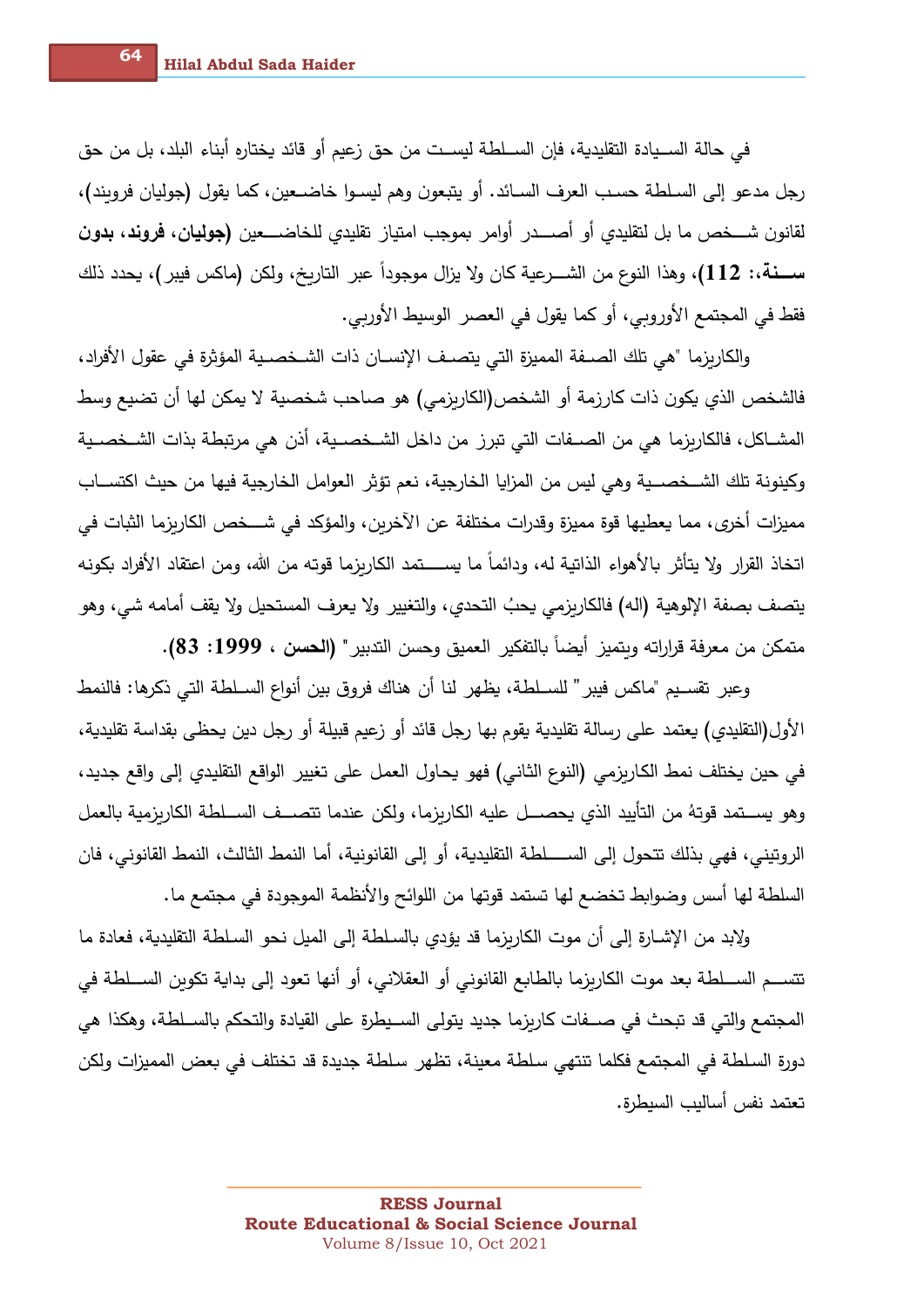في حالة السيادة التقليدية، فإن السلطة ليست من حق زعيم أو قائد يختاره أبناء البلد، بل من حق رجل مدعو إلى السلطة حسب العرف السائد. أو يتبعون وهم ليسوا خاضعين، كما يقول (جوليان فروند)، لقانون شخص ما بل لتقليدي أو أصدر أوامر بموجب امتياز تقليدي للخاضعين **(جوليان، فروند، بدون سنة،: 112)**، وهذا النوع من الشرعية كان ولا يزال موجوداً عبر التاريخ، ولكن (ماكس فيبر)، يحدد ذلك فقط في المجتمع الأوروبي، أو كما يقول في العصر الوسيط الأوربي.

والكاريزما "هي تلك الصفة المميزة التي يتصف الإنسان ذات الشخصية المؤثرة في عقول الأفراد، فالشخص الذي يكون ذات كارزمة أو الشخص(الكاريزمي) هو صاحب شخصية لا يمكن لها أن تضيع وسط المشاكل، فالكاريزما هي من الصفات التي تبرز من داخل الشخصية، أذن هي مرتبطة بذات الشخصية وكينونة تلك الشخصية وهي ليس من المزايا الخارجية، نعم تؤثر العوامل الخارجية فيها من حيث اكتساب مميزات أخرى، مما يعطيها قوة مميزة وقدرات مختلفة عن الآخرين، والمؤكد في شخص الكاريزما الثبات في اتخاذ القرار ولا يتأثر بالأهواء الذاتية له، ودائماً ما يستمد الكاريزما قوته من الله، ومن اعتقاد الأفراد بكونه يتصف بصفة الإلوهية (اله) فالكاريزمي يحبُ التحدي، والتغيير ولا يعرف المستحيل ولا يقف أمامه شي، وهو متمكن من معرفة قراراته ويتميز أيضاً بالتفكير العميق وحسن التدبير" **(الحسن ، 1999: 83).**

وعبر تقسيم "ماكس فيبر" للسلطة، يظهر لنا أن هناك فروق بين أنواع السلطة التي ذكرها: فالنمط الأول(التقليدي) يعتمد على رسالة تقليدية يقوم بها رجل قائد أو زعيم قبيلة أو رجل دين يحظى بقداسة تقليدية، في حين يختلف نمط الكاريزمي (النوع الثاني) فهو يحاول العمل على تغيير الواقع التقليدي إلى واقع جديد، وهو يستمد قوتهُ من التأييد الذي يحصل عليه الكاريزما، ولكن عندما تتصف السلطة الكاريزمية بالعمل الروتيني، فهي بذلك تتحول إلى السلطة التقليدية، أو إلى القانونية، أما النمط الثالث، النمط القانوني، فان السلطة لها أسس وضوابط تخضع لها تستمد قوتها من اللوائح والأنظمة الموجودة في مجتمع ما.

ولابد من الإشارة إلى أن موت الكاريزما قد يؤدي بالسلطة إلى الميل نحو السلطة التقليدية، فعادة ما تتسم السلطة بعد موت الكاريزما بالطابع القانوني أو العقلاني، أو أنها تعود إلى بداية تكوين السلطة في المجتمع والتي قد تبحث في صفات كاريزما جديد يتولى السيطرة على القيادة والتحكم بالسلطة، وهكذا هي دورة السلطة في المجتمع فكلما تنتهي سلطة معينة، تظهر سلطة جديدة قد تختلف في بعض المميزات ولكن تعتمد نفس أساليب السيطرة.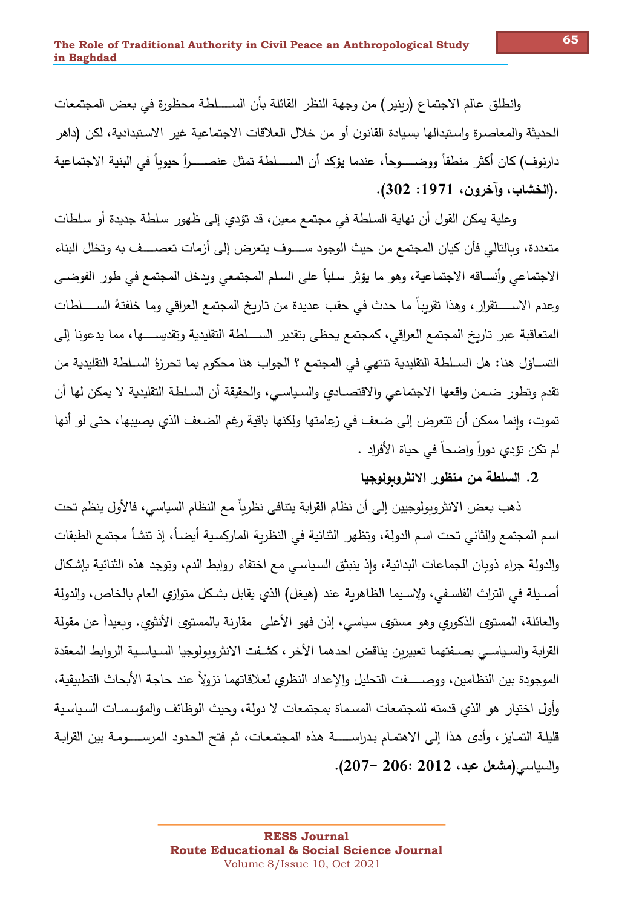وانطلق عالم الاجتماع (رينير) من وجهة النظر القائلة بأن الســـلطة محظورة في بعض المجتمعات الحديثة والمعاصرة واستبدالها بسيادة القانون أو من خلال العلاقات الاجتماعية غير الاستبدادية، لكن (داهر دارنوف) كان أكثر منطقاً ووضـــوحاً، عندما يؤكد أن الســـلطة تمثل عنصـــراً حيوياً في البنية الاجتماعية .**(الخشاب، وآخرون، 1971: 302)**.

وعلية يمكن القول أن نهاية السلطة في مجتمع معين، قد تؤدي إلى ظهور سلطة جديدة أو سلطات متعددة، وبالتالي فأن كيان المجتمع من حيث الوجود ســـوف يتعرض إلى أزمات تعصـــف به وتخلل البناء الاجتماعي وأنساقه الاجتماعية، وهو ما يؤثر سلباً على السلم المجتمعي ويدخل المجتمع في طور الفوضــى وعدم الاســـتقرار، وهذا تقريباً ما حدث في حقب عديدة من تاريخ المجتمع العراقي وما خلفتهُ الســـلطات المتعاقبة عبر تاريخ المجتمع العراقي، كمجتمع يحظى بتقدير الســـلطة التقليدية وتقديســـها، مما يدعونا إلى التســاؤل هنا: هل الســلطة التقليدية تنتهي في المجتمع ؟ الجواب هنا محكوم بما تحرزهُ الســلطة التقليدية من تقدم وتطور ضـمن واقعها الاجتماعي والاقتصـادي والسـياسـي، والحقيقة أن السـلطة التقليدية لا يمكن لها أن تموت، وإنما ممكن أن تتعرض إلى ضعف في زعامتها ولكنها باقية رغم الضعف الذي يصيبها، حتى لو أنها لم تكن تؤدي دوراً واضحاً في حياة الأفراد .

## 2. السلطة من منظور الانثروبولوجيا

ذهب بعض الانثروبولوجيين إلى أن نظام القرابة يتنافى نظرياً مع النظام السياسي، فالأول ينظم تحت اسم المجتمع والثاني تحت اسم الدولة، وتظهر الثنائية في النظرية الماركسية أيضـاً، إذ تنشأ مجتمع الطبقات والدولة جراء ذوبان الجماعات البدائية، وإذ ينبثق السياسـي مع اختفاء روابط الدم، وتوجد هذه الثنائية بإشكال أصـيلة في التراث الفلسـفي، ولاسيما الظاهرية عند (هيغل) الذي يقابل بشـكل متوازي العام بالخاص، والدولة والعائلة، المستوى الذكوري وهو مستوى سياسي، إذن فهو الأعلى مقارنة بالمستوى الأنثوي. وبعيداً عن مقولة القرابة والسـياسـي بصـفتهما تعبيرين يناقض احدهما الأخر، كشـفت الانثروبولوجيا السـياسـية الروابط المعقدة الموجودة بين النظامين، ووصـــفت التحليل والإعداد النظري لعلاقاتهما نزولاً عند حاجة الأبحاث التطبيقية، وأول اختيار هو الذي قدمته للمجتمعات المسماة بمجتمعات لا دولة، وحيث الوظائف والمؤسـسـات السـياسـية قليلة التمايز، وأدى هذا إلى الاهتمام بدراســـة هذه المجتمعات، ثم فتح الحدود المرســـومة بين القرابة والسياسي**(مشعل عبد، 2012 :206 -207)**.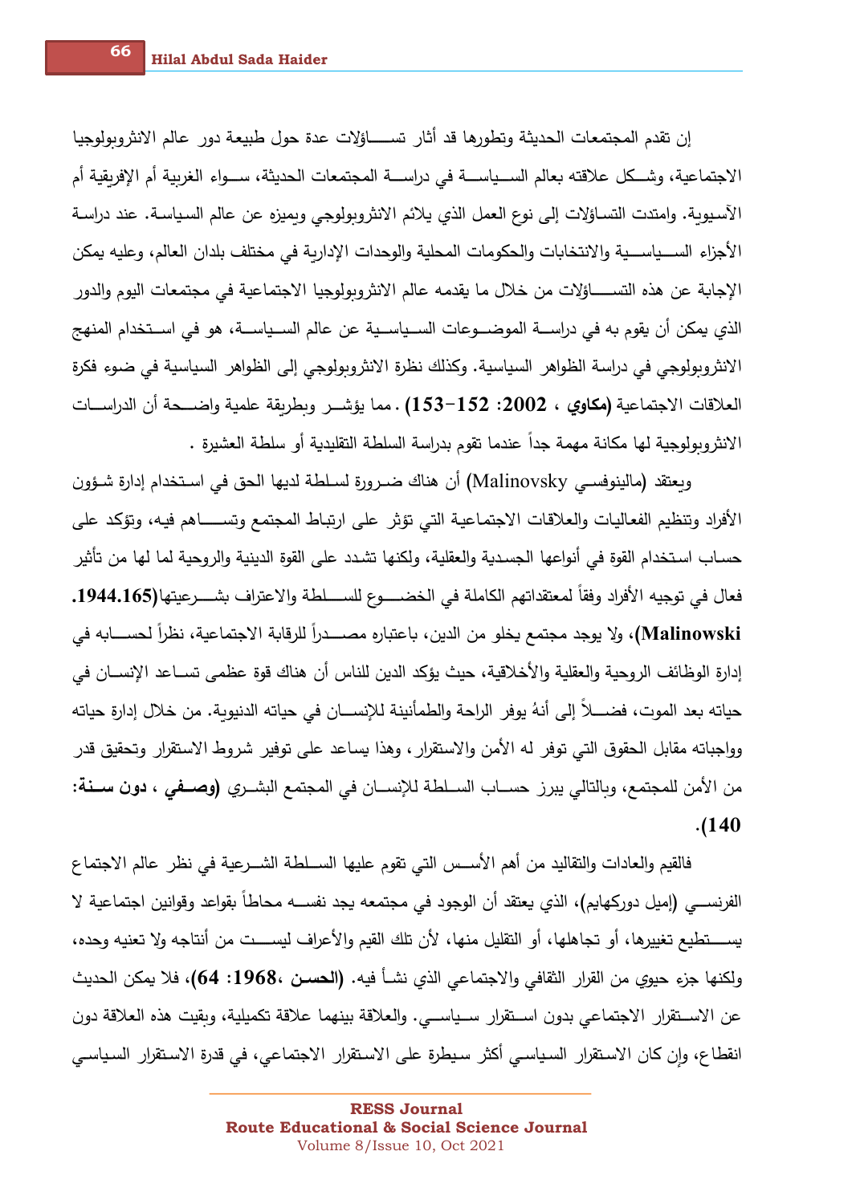إن تقدم المجتمعات الحديثة وتطورها قد أثار تساؤلات عدة حول طبيعة دور عالم الانثروبولوجيا الاجتماعية، وشكل علاقته بعالم السياسة في دراسة المجتمعات الحديثة، سواء الغربية أم الإفريقية أم الآسيوية. وامتدت التساؤلات إلى نوع العمل الذي يلائم الانثروبولوجي ويميزه عن عالم السياسة. عند دراسة الأجزاء السياسية والانتخابات والحكومات المحلية والوحدات الإدارية في مختلف بلدان العالم، وعليه يمكن الإجابة عن هذه التساؤلات من خلال ما يقدمه عالم الانثروبولوجيا الاجتماعية في مجتمعات اليوم والدور الذي يمكن أن يقوم به في دراسة الموضوعات السياسية عن عالم السياسة، هو في استخدام المنهج الانثروبولوجي في دراسة الظواهر السياسية. وكذلك نظرة الانثروبولوجي إلى الظواهر السياسية في ضوء فكرة العلاقات الاجتماعية **(مكاوي ، 2002: 152-153)** . مما يؤشر وبطريقة علمية واضحة أن الدراسات الانثروبولوجية لها مكانة مهمة جداً عندما تقوم بدراسة السلطة التقليدية أو سلطة العشيرة .

ويعتقد (مالينوفسي Malinovsky) أن هناك ضرورة لسلطة لديها الحق في استخدام إدارة شؤون الأفراد وتنظيم الفعاليات والعلاقات الاجتماعية التي تؤثر على ارتباط المجتمع وتساهم فيه، وتؤكد على حساب استخدام القوة في أنواعها الجسدية والعقلية، ولكنها تشدد على القوة الدينية والروحية لما لها من تأثير فعال في توجيه الأفراد وفقاً لمعتقداتهم الكاملة في الخضوع للسلطة والاعتراف بشرعيتها**(1944.165. Malinowski)**، ولا يوجد مجتمع يخلو من الدين، باعتباره مصدراً للرقابة الاجتماعية، نظراً لحسابه في إدارة الوظائف الروحية والعقلية والأخلاقية، حيث يؤكد الدين للناس أن هناك قوة عظمى تساعد الإنسان في حياته بعد الموت، فضلاً إلى أنهُ يوفر الراحة والطمأنينة للإنسان في حياته الدنيوية. من خلال إدارة حياته وواجباته مقابل الحقوق التي توفر له الأمن والاستقرار، وهذا يساعد على توفير شروط الاستقرار وتحقيق قدر من الأمن للمجتمع، وبالتالي يبرز حساب السلطة للإنسان في المجتمع البشري **(وصفي ، دون سنة: 140)**.

فالقيم والعادات والتقاليد من أهم الأسس التي تقوم عليها السلطة الشرعية في نظر عالم الاجتماع الفرنسي (إميل دوركهايم)، الذي يعتقد أن الوجود في مجتمعه يجد نفسه محاطاً بقواعد وقوانين اجتماعية لا يستطيع تغييرها، أو تجاهلها، أو التقليل منها، لأن تلك القيم والأعراف ليست من أنتاجه ولا تعنيه وحده، ولكنها جزء حيوي من القرار الثقافي والاجتماعي الذي نشأ فيه. **(الحسن ،1968: 64)**، فلا يمكن الحديث عن الاستقرار الاجتماعي بدون استقرار سياسي. والعلاقة بينهما علاقة تكميلية، وبقيت هذه العلاقة دون انقطاع، وإن كان الاستقرار السياسي أكثر سيطرة على الاستقرار الاجتماعي، في قدرة الاستقرار السياسي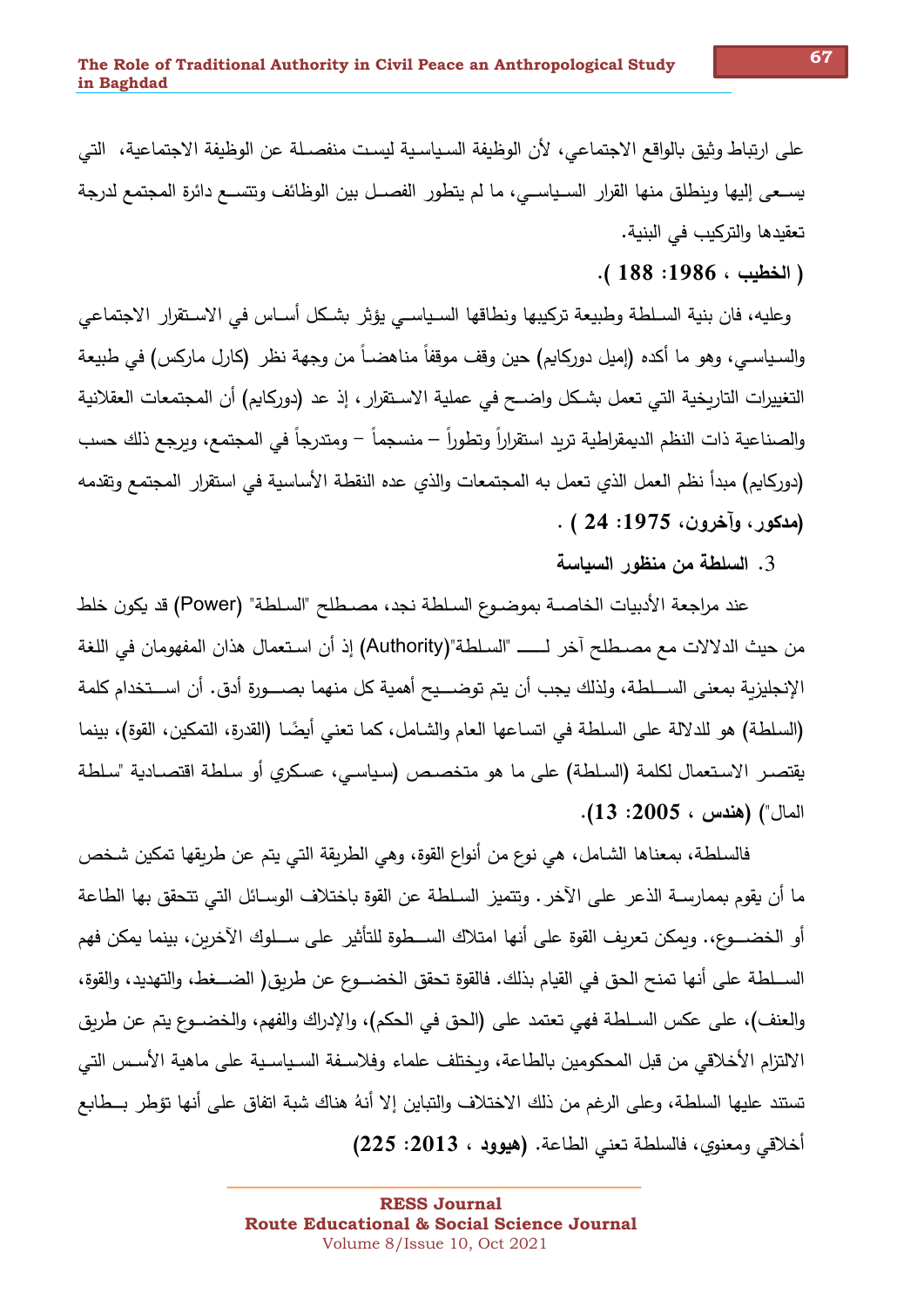على ارتباط وثيق بالواقع الاجتماعي، لأن الوظيفة السياسية ليست منفصلة عن الوظيفة الاجتماعية، التي يسعى إليها وينطلق منها القرار السياسي، ما لم يتطور الفصل بين الوظائف وتتسع دائرة المجتمع لدرجة تعقيدها والتركيب في البنية.

**( الخطيب ، 1986: 188 ).**

وعليه، فان بنية السلطة وطبيعة تركيبها ونطاقها السياسي يؤثر بشكل أساس في الاستقرار الاجتماعي والسياسي، وهو ما أكده (إميل دوركايم) حين وقف موقفاً مناهضاً من وجهة نظر (كارل ماركس) في طبيعة التغييرات التاريخية التي تعمل بشكل واضح في عملية الاستقرار، إذ عد (دوركايم) أن المجتمعات العقلانية والصناعية ذات النظم الديمقراطية تريد استقراراً وتطوراً – منسجماً – ومتدرجاً في المجتمع، ويرجع ذلك حسب (دوركايم) مبدأ نظم العمل الذي تعمل به المجتمعات والذي عده النقطة الأساسية في استقرار المجتمع وتقدمه **(مدكور، وآخرون، 1975: 24 )** .

### 3. السلطة من منظور السياسة

عند مراجعة الأدبيات الخاصة بموضوع السلطة نجد، مصطلح "السلطة" (Power) قد يكون خلط من حيث الدلالات مع مصطلح آخر لـــ "السلطة"(Authority) إذ أن استعمال هذان المفهومان في اللغة الإنجليزية بمعنى السلطة، ولذلك يجب أن يتم توضيح أهمية كل منهما بصورة أدق. أن استخدام كلمة (السلطة) هو للدلالة على السلطة في اتساعها العام والشامل، كما تعني أيضًا (القدرة، التمكين، القوة)، بينما يقتصر الاستعمال لكلمة (السلطة) على ما هو متخصص (سياسي، عسكري أو سلطة اقتصادية "سلطة المال") **(هندس ، 2005: 13).**

فالسلطة، بمعناها الشامل، هي نوع من أنواع القوة، وهي الطريقة التي يتم عن طريقها تمكين شخص ما أن يقوم بممارسة الذعر على الآخر. وتتميز السلطة عن القوة باختلاف الوسائل التي تتحقق بها الطاعة أو الخضوع،. ويمكن تعريف القوة على أنها امتلاك السطوة للتأثير على سلوك الآخرين، بينما يمكن فهم السلطة على أنها تمنح الحق في القيام بذلك. فالقوة تحقق الخضوع عن طريق( الضغط، والتهديد، والقوة، والعنف)، على عكس السلطة فهي تعتمد على (الحق في الحكم)، والإدراك والفهم، والخضوع يتم عن طريق الالتزام الأخلاقي من قبل المحكومين بالطاعة، ويختلف علماء وفلاسفة السياسية على ماهية الأسس التي تستند عليها السلطة، وعلى الرغم من ذلك الاختلاف والتباين إلا أنهُ هناك شبة اتفاق على أنها تؤطر بطابع أخلاقي ومعنوي، فالسلطة تعني الطاعة. **(هيوود ، 2013: 225)**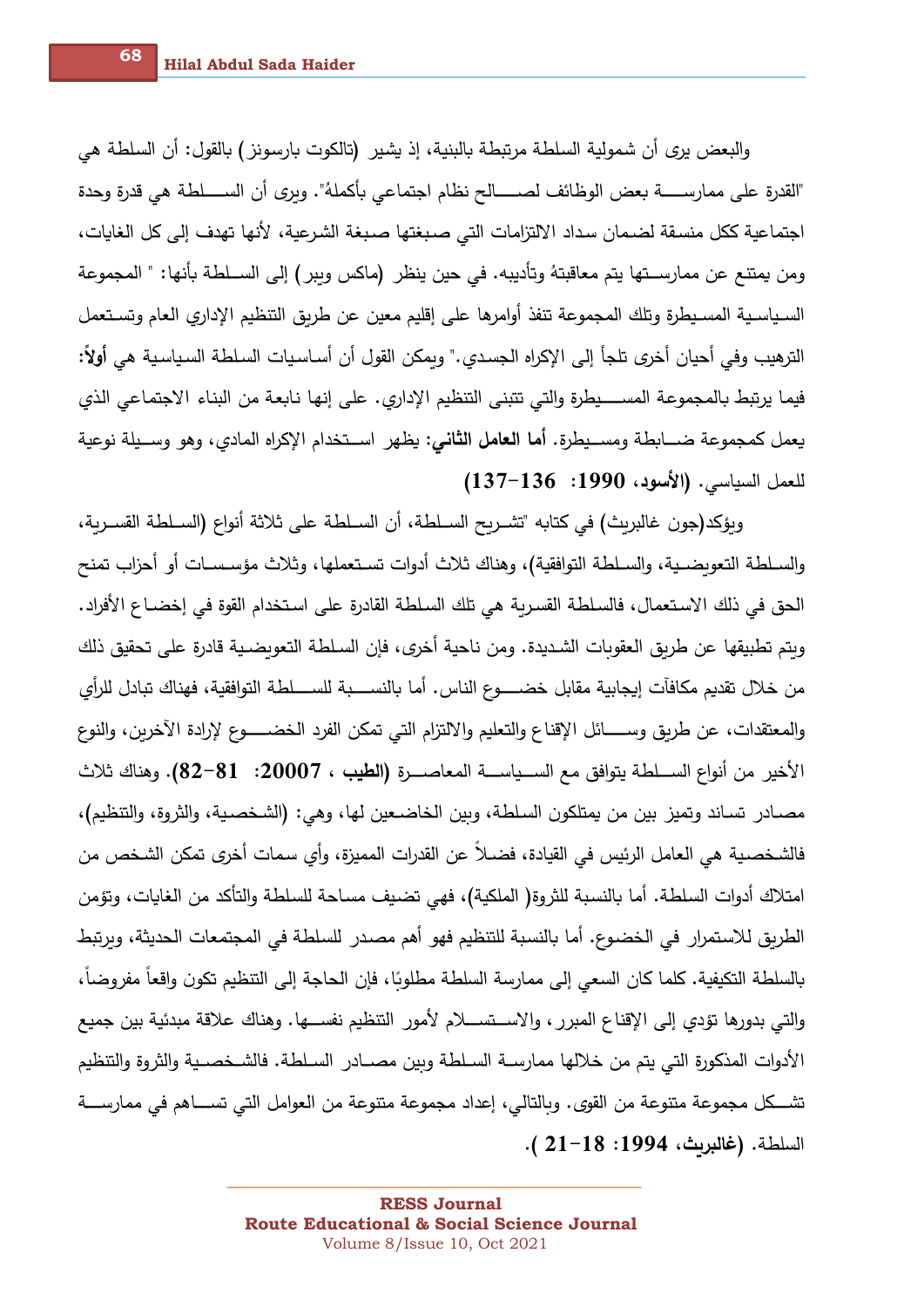والبعض يرى أن شمولية السلطة مرتبطة بالبنية، إذ يشير (تالكوت بارسونز) بالقول: أن السلطة هي "القدرة على ممارسة بعض الوظائف لصالح نظام اجتماعي بأكملهُ". ويرى أن السلطة هي قدرة وحدة اجتماعية ككل منسقة لضمان سداد الالتزامات التي صبغتها صبغة الشرعية، لأنها تهدف إلى كل الغايات، ومن يمتنع عن ممارستها يتم معاقبتهُ وتأديبه. في حين ينظر (ماكس ويبر) إلى السلطة بأنها: " المجموعة السياسية المسيطرة وتلك المجموعة تنفذ أوامرها على إقليم معين عن طريق التنظيم الإداري العام وتستعمل الترهيب وفي أحيان أخرى تلجأ إلى الإكراه الجسدي." ويمكن القول أن أساسيات السلطة السياسية هي **أولاً:** فيما يرتبط بالمجموعة المسيطرة والتي تتبنى التنظيم الإداري. على إنها نابعة من البناء الاجتماعي الذي يعمل كمجموعة ضابطة ومسيطرة. **أما العامل الثاني:** يظهر استخدام الإكراه المادي، وهو وسيلة نوعية للعمل السياسي. **(الأسود، 1990: 136-137)**

ويؤكد(جون غالبريث) في كتابه "تشريح السلطة، أن السلطة على ثلاثة أنواع (السلطة القسرية، والسلطة التعويضية، والسلطة التوافقية)، وهناك ثلاث أدوات تستعملها، وثلاث مؤسسات أو أحزاب تمنح الحق في ذلك الاستعمال، فالسلطة القسرية هي تلك السلطة القادرة على استخدام القوة في إخضاع الأفراد. ويتم تطبيقها عن طريق العقوبات الشديدة. ومن ناحية أخرى، فإن السلطة التعويضية قادرة على تحقيق ذلك من خلال تقديم مكافآت إيجابية مقابل خضوع الناس. أما بالنسبة للسلطة التوافقية، فهناك تبادل للرأي والمعتقدات، عن طريق وسائل الإقناع والتعليم والالتزام التي تمكن الفرد الخضوع لإرادة الآخرين، والنوع الأخير من أنواع السلطة يتوافق مع السياسة المعاصرة **(الطيب ، 20007: 81-82)**. وهناك ثلاث مصادر تساند وتميز بين من يمتلكون السلطة، وبين الخاضعين لها، وهي: (الشخصية، والثروة، والتنظيم)، فالشخصية هي العامل الرئيس في القيادة، فضلاً عن القدرات المميزة، وأي سمات أخرى تمكن الشخص من امتلاك أدوات السلطة. أما بالنسبة للثروة( الملكية)، فهي تضيف مساحة للسلطة والتأكد من الغايات، وتؤمن الطريق للاستمرار في الخضوع. أما بالنسبة للتنظيم فهو أهم مصدر للسلطة في المجتمعات الحديثة، ويرتبط بالسلطة التكيفية. كلما كان السعي إلى ممارسة السلطة مطلوبًا، فإن الحاجة إلى التنظيم تكون واقعاً مفروضاً، والتي بدورها تؤدي إلى الإقناع المبرر، والاستسلام لأمور التنظيم نفسها. وهناك علاقة مبدئية بين جميع الأدوات المذكورة التي يتم من خلالها ممارسة السلطة وبين مصادر السلطة. فالشخصية والثروة والتنظيم تشكل مجموعة متنوعة من القوى. وبالتالي، إعداد مجموعة متنوعة من العوامل التي تساهم في ممارسة السلطة. **(غالبريث، 1994: 18-21 )**.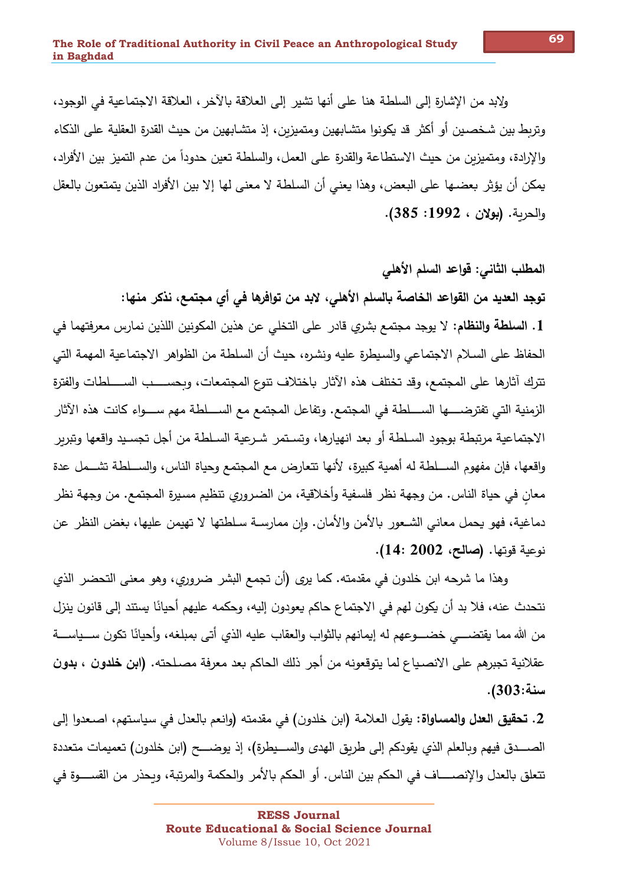ولابد من الإشارة إلى السلطة هنا على أنها تشير إلى العلاقة بالآخر، العلاقة الاجتماعية في الوجود، وتربط بين شخصين أو أكثر قد يكونوا متشابهين ومتميزين، إذ متشابهين من حيث القدرة العقلية على الذكاء والإرادة، ومتميزين من حيث الاستطاعة والقدرة على العمل، والسلطة تعين حدوداً من عدم التميز بين الأفراد، يمكن أن يؤثر بعضها على البعض، وهذا يعني أن السلطة لا معنى لها إلا بين الأفراد الذين يتمتعون بالعقل والحرية. **(بولان ، 1992: 385).**

## المطلب الثاني: قواعد السلم الأهلي

**توجد العديد من القواعد الخاصة بالسلم الأهلي، لابد من توافرها في أي مجتمع، نذكر منها:**

**1. السلطة والنظام:** لا يوجد مجتمع بشري قادر على التخلي عن هذين المكونين اللذين نمارس معرفتهما في الحفاظ على السلام الاجتماعي والسيطرة عليه ونشره، حيث أن السلطة من الظواهر الاجتماعية المهمة التي تترك آثارها على المجتمع، وقد تختلف هذه الآثار باختلاف تنوع المجتمعات، وبحسب السلطات والفترة الزمنية التي تفترضها السلطة في المجتمع. وتفاعل المجتمع مع السلطة مهم سواء كانت هذه الآثار الاجتماعية مرتبطة بوجود السلطة أو بعد انهيارها، وتستمر شرعية السلطة من أجل تجسيد واقعها وتبرير واقعها، فإن مفهوم السلطة له أهمية كبيرة، لأنها تتعارض مع المجتمع وحياة الناس، والسلطة تشمل عدة معانٍ في حياة الناس. من وجهة نظر فلسفية وأخلاقية، من الضروري تنظيم مسيرة المجتمع. من وجهة نظر دماغية، فهو يحمل معاني الشعور بالأمن والأمان. وإن ممارسة سلطتها لا تهيمن عليها، بغض النظر عن نوعية قوتها. **(صالح، 2002 :14).**

وهذا ما شرحه ابن خلدون في مقدمته. كما يرى (أن تجمع البشر ضروري، وهو معنى التحضر الذي نتحدث عنه، فلا بد أن يكون لهم في الاجتماع حاكم يعودون إليه، وحكمه عليهم أحيانًا يستند إلى قانون ينزل من الله مما يقتضي خضوعهم له إيمانهم بالثواب والعقاب عليه الذي أتى بمبلغه، وأحيانًا تكون سياسة عقلانية تجبرهم على الانصياع لما يتوقعونه من أجر ذلك الحاكم بعد معرفة مصلحته. **(ابن خلدون ، بدون سنة:303).**

**2. تحقيق العدل والمساواة:** يقول العلامة (ابن خلدون) في مقدمته (وانعم بالعدل في سياستهم، اصعدوا إلى الصدق فيهم وبالعلم الذي يقودكم إلى طريق الهدى والسيطرة)، إذ يوضح (ابن خلدون) تعميمات متعددة تتعلق بالعدل والإنصاف في الحكم بين الناس. أو الحكم بالأمر والحكمة والمرتبة، ويحذر من القسوة في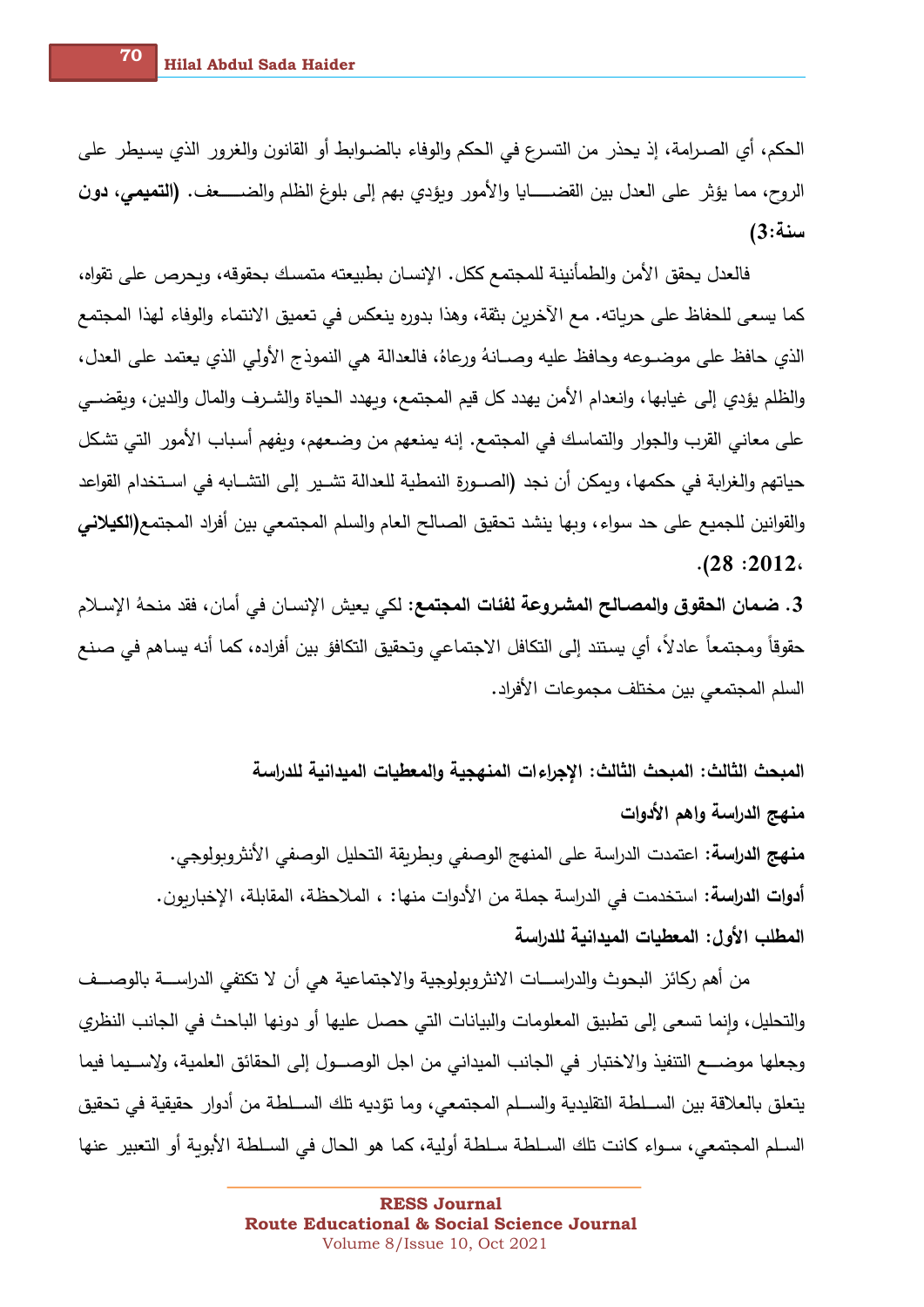الحكم، أي الصرامة، إذ يحذر من التسرع في الحكم والوفاء بالضوابط أو القانون والغرور الذي يسيطر على الروح، مما يؤثر على العدل بين القضايا والأمور ويؤدي بهم إلى بلوغ الظلم والضعف. **(التميمي، دون سنة:3)**

فالعدل يحقق الأمن والطمأنينة للمجتمع ككل. الإنسان بطبيعته متمسك بحقوقه، ويحرص على تقواه، كما يسعى للحفاظ على حرياته. مع الآخرين بثقة، وهذا بدوره ينعكس في تعميق الانتماء والوفاء لهذا المجتمع الذي حافظ على موضوعه وحافظ عليه وصانهُ ورعاهُ، فالعدالة هي النموذج الأولي الذي يعتمد على العدل، والظلم يؤدي إلى غيابها، وانعدام الأمن يهدد كل قيم المجتمع، ويهدد الحياة والشرف والمال والدين، ويقضي على معاني القرب والجوار والتماسك في المجتمع. إنه يمنعهم من وضعهم، ويفهم أسباب الأمور التي تشكل حياتهم والغرابة في حكمها، ويمكن أن نجد (الصورة النمطية للعدالة تشير إلى التشابه في استخدام القواعد والقوانين للجميع على حد سواء، وبها ينشد تحقيق الصالح العام والسلم المجتمعي بين أفراد المجتمع**(الكيلاني، 2012: 28).**

**3. ضمان الحقوق والمصالح المشروعة لفئات المجتمع:** لكي يعيش الإنسان في أمان، فقد منحهُ الإسلام حقوقاً ومجتمعاً عادلاً، أي يستند إلى التكافل الاجتماعي وتحقيق التكافؤ بين أفراده، كما أنه يساهم في صنع السلم المجتمعي بين مختلف مجموعات الأفراد.

## المبحث الثالث: المبحث الثالث: الإجراءات المنهجية والمعطيات الميدانية للدراسة

### منهج الدراسة واهم الأدوات

**منهج الدراسة:** اعتمدت الدراسة على المنهج الوصفي وبطريقة التحليل الوصفي الأنثروبولوجي.

**أدوات الدراسة:** استخدمت في الدراسة جملة من الأدوات منها: ، الملاحظة، المقابلة، الإخباريون.

### المطلب الأول: المعطيات الميدانية للدراسة

من أهم ركائز البحوث والدراسات الانثروبولوجية والاجتماعية هي أن لا تكتفي الدراسة بالوصف والتحليل، وإنما تسعى إلى تطبيق المعلومات والبيانات التي حصل عليها أو دونها الباحث في الجانب النظري وجعلها موضع التنفيذ والاختبار في الجانب الميداني من اجل الوصول إلى الحقائق العلمية، ولاسيما فيما يتعلق بالعلاقة بين السلطة التقليدية والسلم المجتمعي، وما تؤديه تلك السلطة من أدوار حقيقية في تحقيق السلم المجتمعي، سواء كانت تلك السلطة سلطة أولية، كما هو الحال في السلطة الأبوية أو التعبير عنها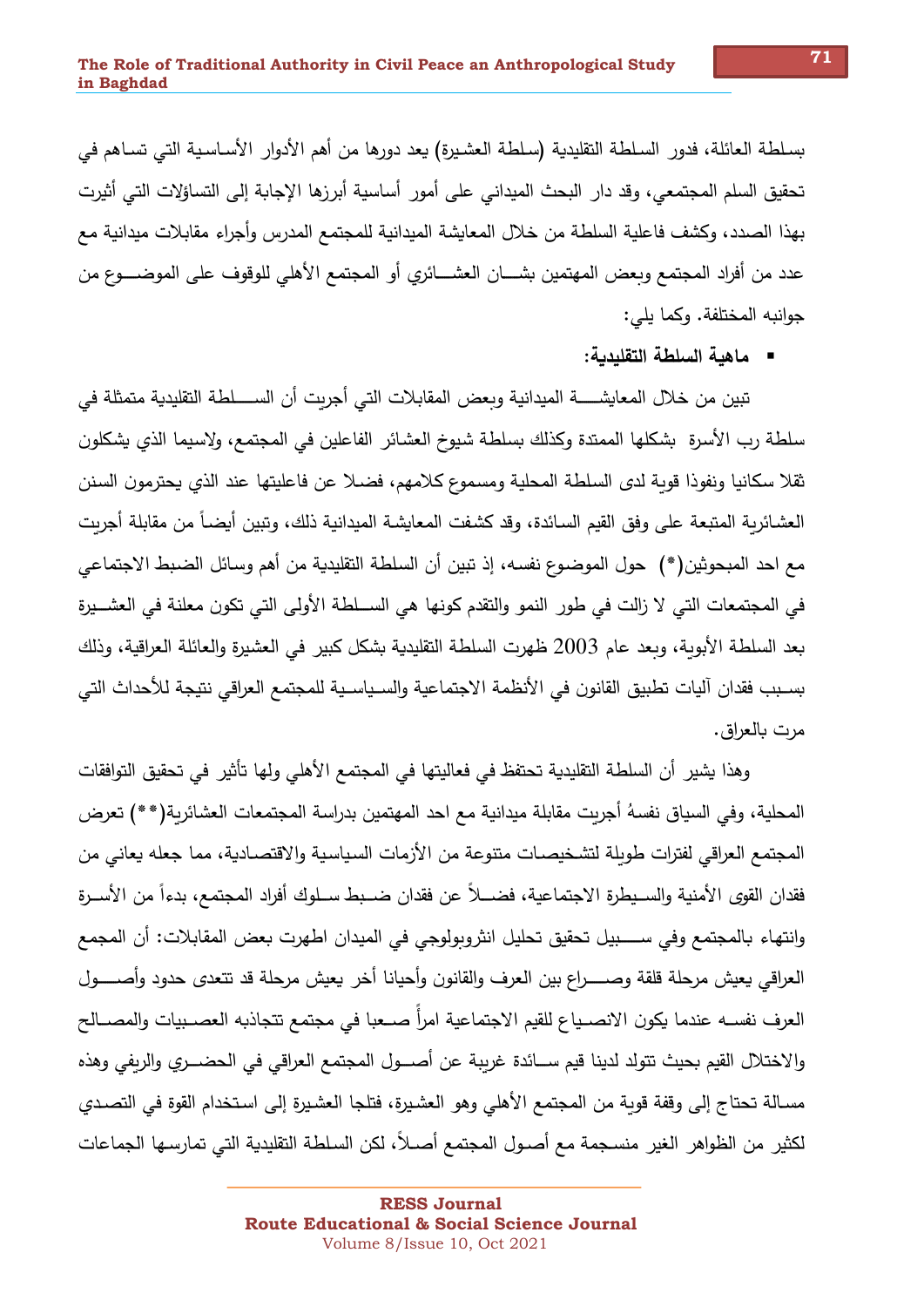بسلطة العائلة، فدور السلطة التقليدية (سلطة العشيرة) يعد دورها من أهم الأدوار الأساسية التي تساهم في تحقيق السلم المجتمعي، وقد دار البحث الميداني على أمور أساسية أبرزها الإجابة إلى التساؤلات التي أثيرت بهذا الصدد، وكشف فاعلية السلطة من خلال المعايشة الميدانية للمجتمع المدرس وأجراء مقابلات ميدانية مع عدد من أفراد المجتمع وبعض المهتمين بشـان العشـائري أو المجتمع الأهلي للوقوف على الموضـوع من جوانبه المختلفة. وكما يلي:

- **ماهية السلطة التقليدية:**

تبين من خلال المعايشـة الميدانية وبعض المقابلات التي أجريت أن السـلطة التقليدية متمثلة في سلطة رب الأسرة بشكلها الممتدة وكذلك بسلطة شيوخ العشائر الفاعلين في المجتمع، ولاسيما الذي يشكلون ثقلا سكانيا ونفوذا قوية لدى السلطة المحلية ومسموع كلامهم، فضلا عن فاعليتها عند الذي يحترمون السنن العشائرية المتبعة على وفق القيم السائدة، وقد كشفت المعايشة الميدانية ذلك، وتبين أيضاً من مقابلة أجريت مع احد المبحوثين(*) حول الموضوع نفسه، إذ تبين أن السلطة التقليدية من أهم وسائل الضبط الاجتماعي في المجتمعات التي لا زالت في طور النمو والتقدم كونها هي السـلطة الأولى التي تكون معلنة في العشـيرة بعد السلطة الأبوية، وبعد عام 2003 ظهرت السلطة التقليدية بشكل كبير في العشيرة والعائلة العراقية، وذلك بسـبب فقدان آليات تطبيق القانون في الأنظمة الاجتماعية والسـياسـية للمجتمع العراقي نتيجة للأحداث التي مرت بالعراق.

وهذا يشير أن السلطة التقليدية تحتفظ في فعاليتها في المجتمع الأهلي ولها تأثير في تحقيق التوافقات المحلية، وفي السياق نفسهُ أجريت مقابلة ميدانية مع احد المهتمين بدراسة المجتمعات العشائرية(**) تعرض المجتمع العراقي لفترات طويلة لتشخيصات متنوعة من الأزمات السياسية والاقتصادية، مما جعله يعاني من فقدان القوى الأمنية والسـيطرة الاجتماعية، فضـلاً عن فقدان ضـبط سـلوك أفراد المجتمع، بدءاً من الأسـرة وانتهاء بالمجتمع وفي سـبيل تحقيق تحليل انثروبولوجي في الميدان اظهرت بعض المقابلات: أن المجمع العراقي يعيش مرحلة قلقة وصـراع بين العرف والقانون وأحيانا أخر يعيش مرحلة قد تتعدى حدود وأصـول العرف نفسـه عندما يكون الانصـياع للقيم الاجتماعية امراً صـعبا في مجتمع تتجاذبه العصـبيات والمصـالح والاختلال القيم بحيث تتولد لدينا قيم سـائدة غريبة عن أصـول المجتمع العراقي في الحضـري والريفي وهذه مسالة تحتاج إلى وقفة قوية من المجتمع الأهلي وهو العشيرة، فتلجا العشيرة إلى استخدام القوة في التصدي لكثير من الظواهر الغير منسجمة مع أصـول المجتمع أصـلاً، لكن السلطة التقليدية التي تمارسها الجماعات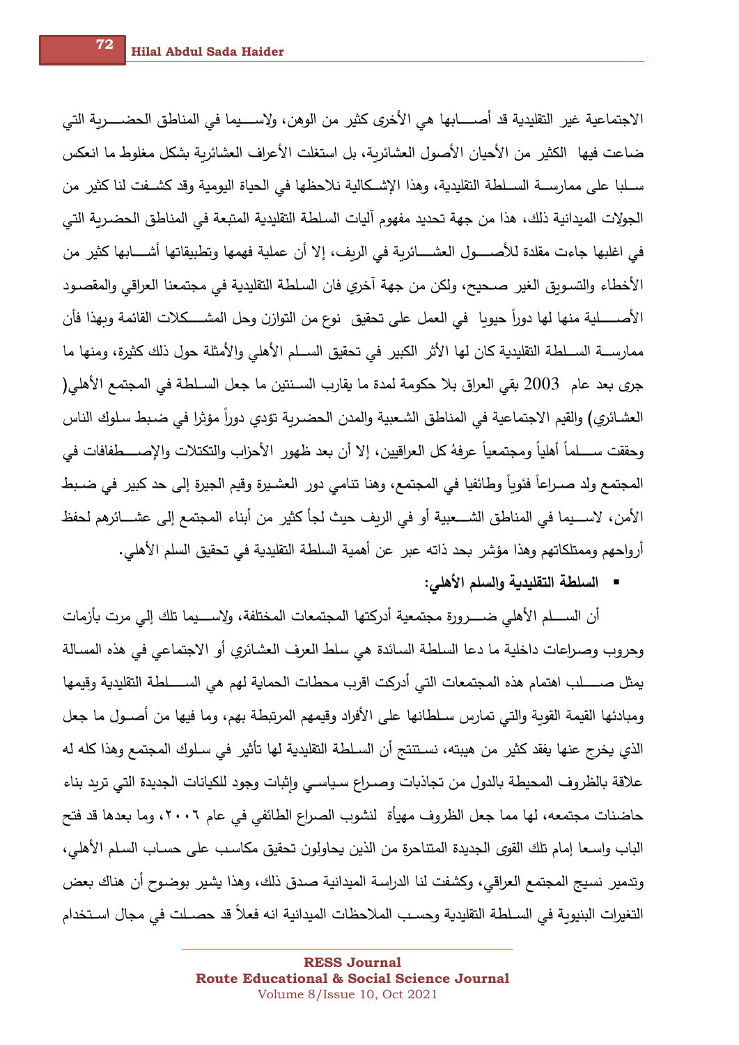الاجتماعية غير التقليدية قد أصـــابها هي الأخرى كثير من الوهن، ولاســـيما في المناطق الحضـــرية التي ضاعت فيها الكثير من الأحيان الأصول العشائرية، بل استغلت الأعراف العشائرية بشكل مغلوط ما انعكس سـلبا على ممارســة الســلطة التقليدية، وهذا الإشـكالية نلاحظها في الحياة اليومية وقد كشـفت لنا كثير من الجولات الميدانية ذلك، هذا من جهة تحديد مفهوم آليات السلطة التقليدية المتبعة في المناطق الحضرية التي في اغلبها جاءت مقلدة للأصـــول العشـــائرية في الريف، إلا أن عملية فهمها وتطبيقاتها أشـــابها كثير من الأخطاء والتسويق الغير صـحيح، ولكن من جهة آخري فان السلطة التقليدية في مجتمعنا العراقي والمقصـود الأصـــلية منها لها دوراً حيويا في العمل على تحقيق نوع من التوازن وحل المشـــكلات القائمة وبهذا فأن ممارســة الســلطة التقليدية كان لها الأثر الكبير في تحقيق الســلم الأهلي والأمثلة حول ذلك كثيرة، ومنها ما جرى بعد عام 2003 بقي العراق بلا حكومة لمدة ما يقارب الســنتين ما جعل الســلطة في المجتمع الأهلي( العشائري) والقيم الاجتماعية في المناطق الشعبية والمدن الحضرية تؤدي دوراً مؤثرا في ضـبط سلوك الناس وحققت ســلماً أهلياً ومجتمعياً عرفهُ كل العراقيين، إلا أن بعد ظهور الأحزاب والتكتلات والإصـــطفافات في المجتمع ولد صـراعاً فئوياً وطائفيا في المجتمع، وهنا تنامي دور العشـيرة وقيم الجيرة إلى حد كبير في ضـبط الأمن، لاســـيما في المناطق الشـــعبية أو في الريف حيث لجأ كثير من أبناء المجتمع إلى عشـــائرهم لحفظ أرواحهم وممتلكاتهم وهذا مؤشر بحد ذاته عبر عن أهمية السلطة التقليدية في تحقيق السلم الأهلي.

- **السلطة التقليدية والسلم الأهلي:**

أن الســلم الأهلي ضـــرورة مجتمعية أدركتها المجتمعات المختلفة، ولاســيما تلك إلي مرت بأزمات وحروب وصراعات داخلية ما دعا السلطة السائدة هي سلط العرف العشائري أو الاجتماعي في هذه المسالة يمثل صـــلب اهتمام هذه المجتمعات التي أدركت اقرب محطات الحماية لهم هي الســـلطة التقليدية وقيمها ومبادئها القيمة القوية والتي تمارس سـلطانها على الأفراد وقيمهم المرتبطة بهم، وما فيها من أصـول ما جعل الذي يخرج عنها يفقد كثير من هيبته، نسـتنتج أن السـلطة التقليدية لها تأثير في سـلوك المجتمع وهذا كله له علاقة بالظروف المحيطة بالدول من تجاذبات وصـراع سـياسـي وإثبات وجود للكيانات الجديدة التي تريد بناء حاضنات مجتمعه، لها مما جعل الظروف مهيأة لنشوب الصراع الطائفي في عام ٢٠٠٦، وما بعدها قد فتح الباب واسـعا إمام تلك القوى الجديدة المتناحرة من الذين يحاولون تحقيق مكاسـب على حسـاب السـلم الأهلي، وتدمير نسـيج المجتمع العراقي، وكشـفت لنا الدراسـة الميدانية صدق ذلك، وهذا يشير بوضـوح أن هناك بعض التغيرات البنيوية في السـلطة التقليدية وحسـب الملاحظات الميدانية انه فعلاً قد حصـلت في مجال اسـتخدام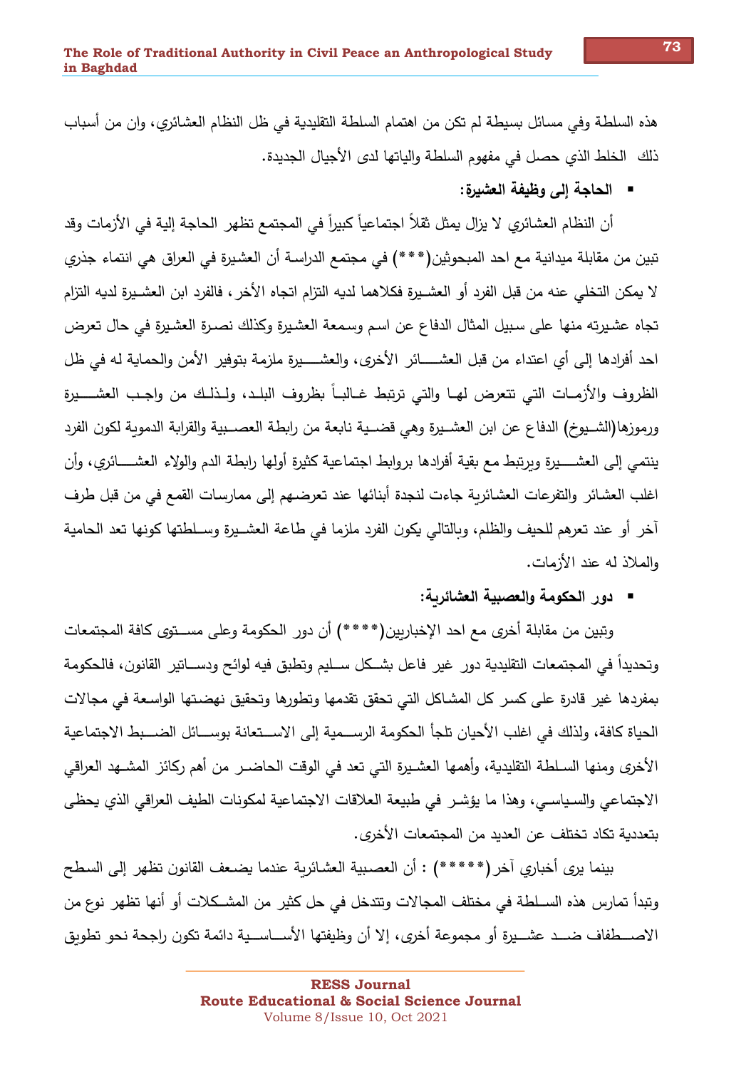هذه السلطة وفي مسائل بسيطة لم تكن من اهتمام السلطة التقليدية في ظل النظام العشائري، وان من أسباب ذلك  الخلط الذي حصل في مفهوم السلطة والياتها لدى الأجيال الجديدة.

- **الحاجة إلى وظيفة العشيرة:**

أن النظام العشائري لا يزال يمثل ثقلاً اجتماعياً كبيراً في المجتمع تظهر الحاجة إلية في الأزمات وقد تبين من مقابلة ميدانية مع احد المبحوثين(***) في مجتمع الدراسة أن العشيرة في العراق هي انتماء جذري لا يمكن التخلي عنه من قبل الفرد أو العشيرة فكلاهما لديه التزام اتجاه الأخر، فالفرد ابن العشيرة لديه التزام تجاه عشيرته منها على سبيل المثال الدفاع عن اسم وسمعة العشيرة وكذلك نصرة العشيرة في حال تعرض احد أفرادها إلى أي اعتداء من قبل العشائر الأخرى، والعشيرة ملزمة بتوفير الأمن والحماية له في ظل الظروف والأزمات التي تتعرض لها والتي ترتبط غالباً بظروف البلد، ولذلك من واجب العشيرة ورموزها(الشيوخ) الدفاع عن ابن العشيرة وهي قضية نابعة من رابطة العصبية والقرابة الدموية لكون الفرد ينتمي إلى العشيرة ويرتبط مع بقية أفرادها بروابط اجتماعية كثيرة أولها رابطة الدم والولاء العشائري، وأن اغلب العشائر والتفرعات العشائرية جاءت لنجدة أبنائها عند تعرضهم إلى ممارسات القمع في من قبل طرف آخر أو عند تعرهم للحيف والظلم، وبالتالي يكون الفرد ملزما في طاعة العشيرة وسلطتها كونها تعد الحامية والملاذ له عند الأزمات.

- **دور الحكومة والعصبية العشائرية:**

وتبين من مقابلة أخرى مع احد الإخباريين(****) أن دور الحكومة وعلى مستوى كافة المجتمعات وتحديداً في المجتمعات التقليدية دور غير فاعل بشكل سليم وتطبق فيه لوائح ودساتير القانون، فالحكومة بمفردها غير قادرة على كسر كل المشاكل التي تحقق تقدمها وتطورها وتحقيق نهضتها الواسعة في مجالات الحياة كافة، ولذلك في اغلب الأحيان تلجأ الحكومة الرسمية إلى الاستعانة بوسائل الضبط الاجتماعية الأخرى ومنها السلطة التقليدية، وأهمها العشيرة التي تعد في الوقت الحاضر من أهم ركائز المشهد العراقي الاجتماعي والسياسي، وهذا ما يؤشر في طبيعة العلاقات الاجتماعية لمكونات الطيف العراقي الذي يحظى بتعددية تكاد تختلف عن العديد من المجتمعات الأخرى.

بينما يرى أخباري آخر(*****) : أن العصبية العشائرية عندما يضعف القانون تظهر إلى السطح وتبدأ تمارس هذه السلطة في مختلف المجالات وتتدخل في حل كثير من المشكلات أو أنها تظهر نوع من الاصطفاف ضد عشيرة أو مجموعة أخرى، إلا أن وظيفتها الأساسية دائمة تكون راجحة نحو تطويق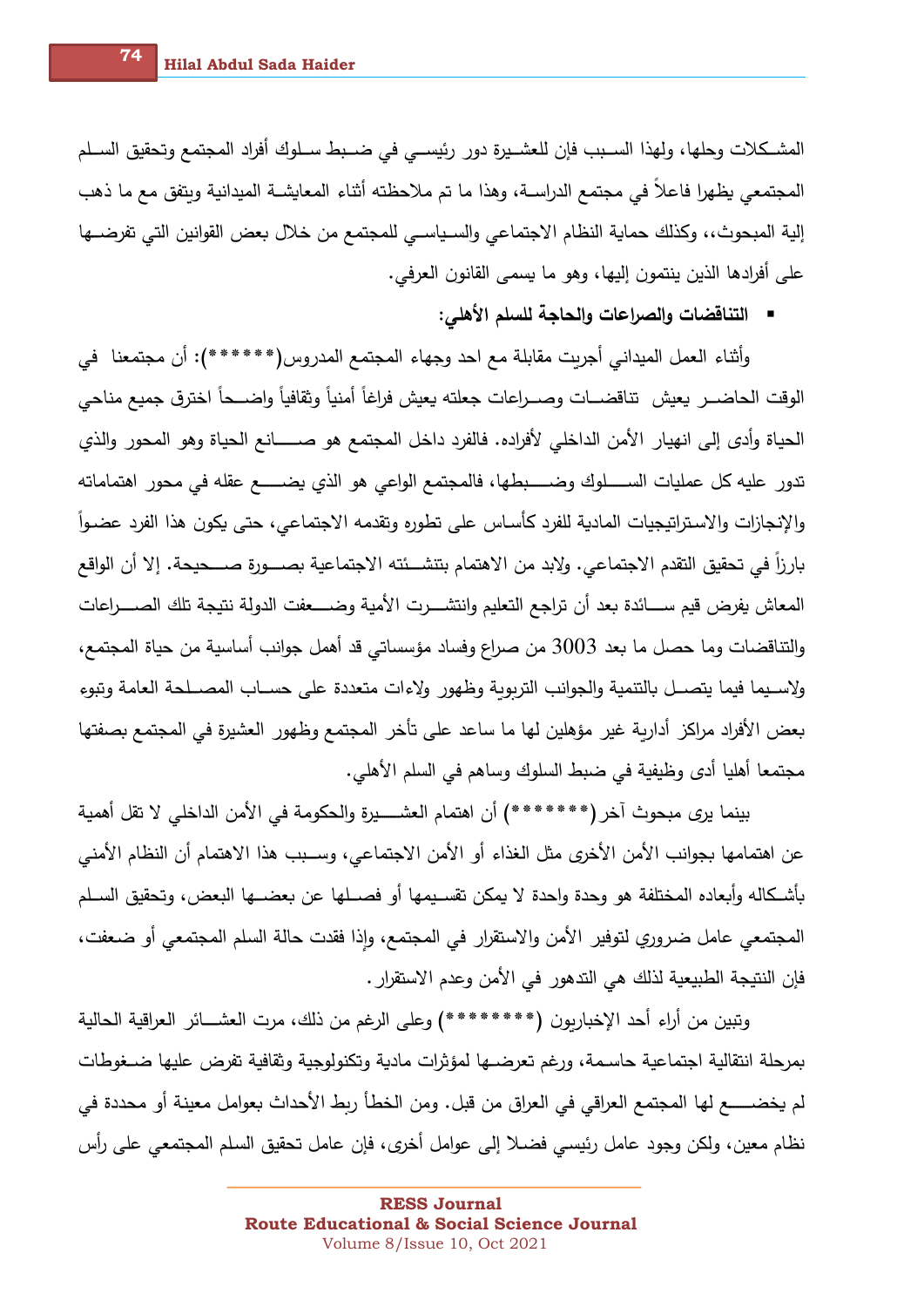المشكلات وحلها، ولهذا السبب فإن للعشيرة دور رئيسي في ضبط سلوك أفراد المجتمع وتحقيق السلم المجتمعي يظهرا فاعلاً في مجتمع الدراسة، وهذا ما تم ملاحظته أثناء المعايشة الميدانية ويتفق مع ما ذهب إلية المبحوث،، وكذلك حماية النظام الاجتماعي والسياسي للمجتمع من خلال بعض القوانين التي تفرضها على أفرادها الذين ينتمون إليها، وهو ما يسمى القانون العرفي.

- **التناقضات والصراعات والحاجة للسلم الأهلي:**

وأثناء العمل الميداني أجريت مقابلة مع احد وجهاء المجتمع المدروس(******): أن مجتمعنا في الوقت الحاضر يعيش تناقضات وصراعات جعلته يعيش فراغاً أمنياً وثقافياً واضحاً اخترق جميع مناحي الحياة وأدى إلى انهيار الأمن الداخلي لأفراده. فالفرد داخل المجتمع هو صانع الحياة وهو المحور والذي تدور عليه كل عمليات السلوك وضبطها، فالمجتمع الواعي هو الذي يضع عقله في محور اهتماماته والإنجازات والاستراتيجيات المادية للفرد كأساس على تطوره وتقدمه الاجتماعي، حتى يكون هذا الفرد عضواً بارزاً في تحقيق التقدم الاجتماعي. ولابد من الاهتمام بتنشئته الاجتماعية بصورة صحيحة. إلا أن الواقع المعاش يفرض قيم سائدة بعد أن تراجع التعليم وانتشرت الأمية وضعفت الدولة نتيجة تلك الصراعات والتناقضات وما حصل ما بعد 3003 من صراع وفساد مؤسساتي قد أهمل جوانب أساسية من حياة المجتمع، ولاسيما فيما يتصل بالتنمية والجوانب التربوية وظهور ولاءات متعددة على حساب المصلحة العامة وتبوء بعض الأفراد مراكز أدارية غير مؤهلين لها ما ساعد على تأخر المجتمع وظهور العشيرة في المجتمع بصفتها مجتمعا أهليا أدى وظيفية في ضبط السلوك وساهم في السلم الأهلي.

بينما يرى مبحوث آخر (*******) أن اهتمام العشيرة والحكومة في الأمن الداخلي لا تقل أهمية عن اهتمامها بجوانب الأمن الأخرى مثل الغذاء أو الأمن الاجتماعي، وسبب هذا الاهتمام أن النظام الأمني بأشكاله وأبعاده المختلفة هو وحدة واحدة لا يمكن تقسيمها أو فصلها عن بعضها البعض، وتحقيق السلم المجتمعي عامل ضروري لتوفير الأمن والاستقرار في المجتمع، وإذا فقدت حالة السلم المجتمعي أو ضعفت، فإن النتيجة الطبيعية لذلك هي التدهور في الأمن وعدم الاستقرار.

وتبين من أراء أحد الإخباريون (********) وعلى الرغم من ذلك، مرت العشائر العراقية الحالية بمرحلة انتقالية اجتماعية حاسمة، ورغم تعرضها لمؤثرات مادية وتكنولوجية وثقافية تفرض عليها ضغوطات لم يخضع لها المجتمع العراقي في العراق من قبل. ومن الخطأ ربط الأحداث بعوامل معينة أو محددة في نظام معين، ولكن وجود عامل رئيسي فضلا إلى عوامل أخرى، فإن عامل تحقيق السلم المجتمعي على رأس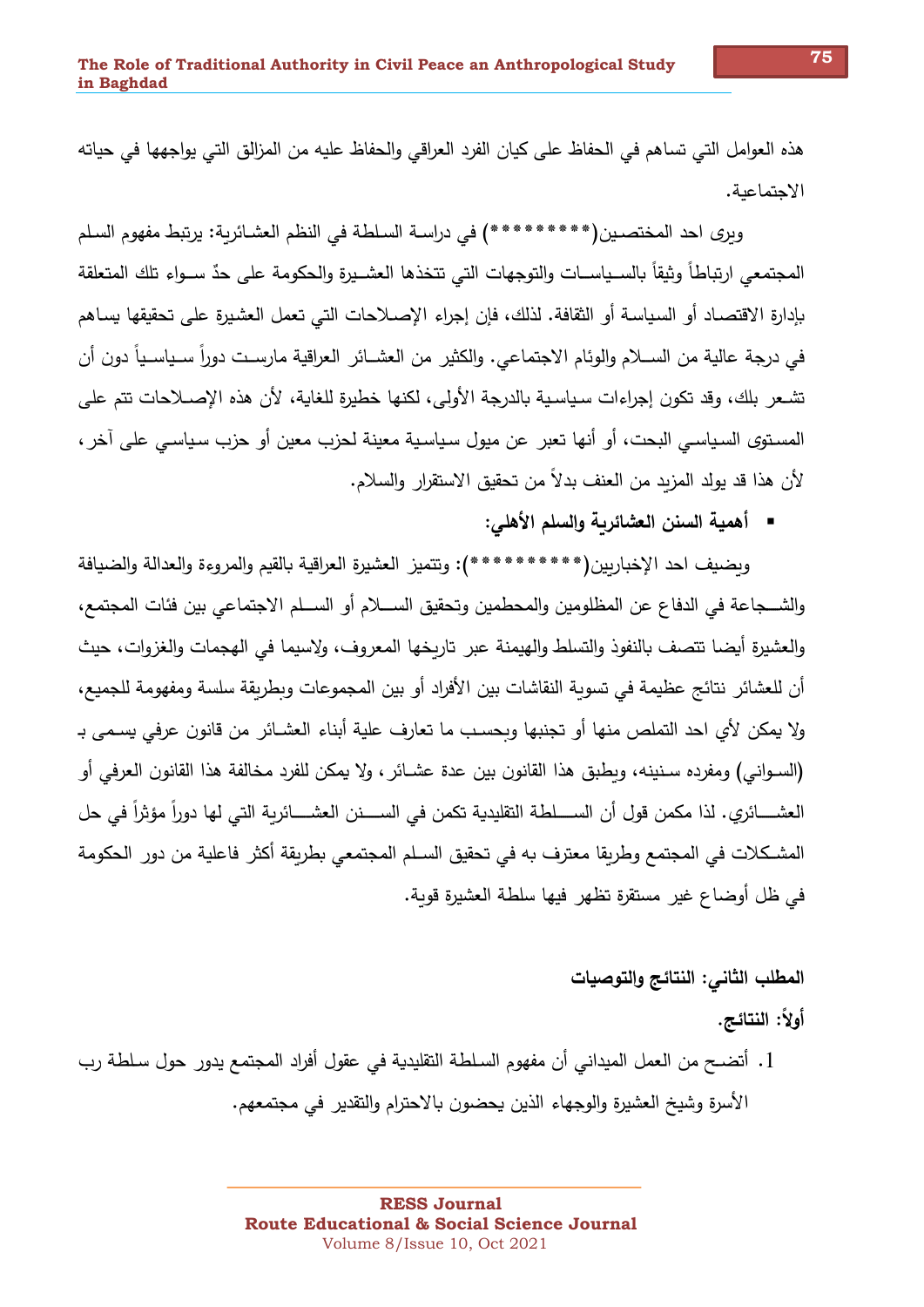هذه العوامل التي تساهم في الحفاظ على كيان الفرد العراقي والحفاظ عليه من المزالق التي يواجهها في حياته الاجتماعية.

ويرى احد المختصين(*********) في دراسة السلطة في النظم العشائرية: يرتبط مفهوم السلم المجتمعي ارتباطاً وثيقاً بالسياسات والتوجهات التي تتخذها العشيرة والحكومة على حدٍّ سواء تلك المتعلقة بإدارة الاقتصاد أو السياسة أو الثقافة. لذلك، فإن إجراء الإصلاحات التي تعمل العشيرة على تحقيقها يساهم في درجة عالية من السلام والوئام الاجتماعي. والكثير من العشائر العراقية مارست دوراً سياسياً دون أن تشعر بلك، وقد تكون إجراءات سياسية بالدرجة الأولى، لكنها خطيرة للغاية، لأن هذه الإصلاحات تتم على المستوى السياسي البحت، أو أنها تعبر عن ميول سياسية معينة لحزب معين أو حزب سياسي على آخر، لأن هذا قد يولد المزيد من العنف بدلاً من تحقيق الاستقرار والسلام.

- **أهمية السنن العشائرية والسلم الأهلي:**

ويضيف احد الإخباريين(**********): وتتميز العشيرة العراقية بالقيم والمروءة والعدالة والضيافة والشجاعة في الدفاع عن المظلومين والمحطمين وتحقيق السلام أو السلم الاجتماعي بين فئات المجتمع، والعشيرة أيضا تتصف بالنفوذ والتسلط والهيمنة عبر تاريخها المعروف، ولاسيما في الهجمات والغزوات، حيث أن للعشائر نتائج عظيمة في تسوية النقاشات بين الأفراد أو بين المجموعات وبطريقة سلسة ومفهومة للجميع، ولا يمكن لأي احد التملص منها أو تجنبها وبحسب ما تعارف علية أبناء العشائر من قانون عرفي يسمى بـ (السواني) ومفرده سنينه، ويطبق هذا القانون بين عدة عشائر، ولا يمكن للفرد مخالفة هذا القانون العرفي أو العشائري. لذا مكمن قول أن السلطة التقليدية تكمن في السنن العشائرية التي لها دوراً مؤثراً في حل المشكلات في المجتمع وطريقا معترف به في تحقيق السلم المجتمعي بطريقة أكثر فاعلية من دور الحكومة في ظل أوضاع غير مستقرة تظهر فيها سلطة العشيرة قوية.

## المطلب الثاني: النتائج والتوصيات

### أولاً: النتائج.

1. أتضح من العمل الميداني أن مفهوم السلطة التقليدية في عقول أفراد المجتمع يدور حول سلطة رب الأسرة وشيخ العشيرة والوجهاء الذين يحضون بالاحترام والتقدير في مجتمعهم.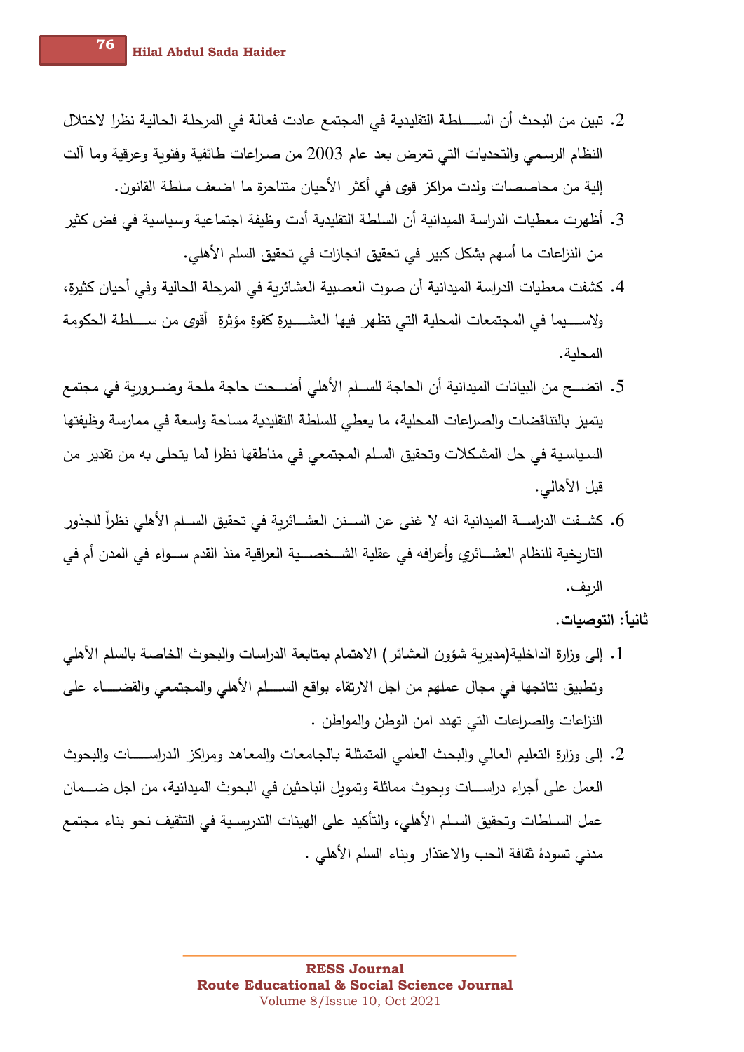2. تبين من البحث أن السلطة التقليدية في المجتمع عادت فعالة في المرحلة الحالية نظرا لاختلال النظام الرسمي والتحديات التي تعرض بعد عام 2003 من صراعات طائفية وفئوية وعرقية وما آلت إلية من محاصصات ولدت مراكز قوى في أكثر الأحيان متناحرة ما اضعف سلطة القانون.
3. أظهرت معطيات الدراسة الميدانية أن السلطة التقليدية أدت وظيفة اجتماعية وسياسية في فض كثير من النزاعات ما أسهم بشكل كبير في تحقيق انجازات في تحقيق السلم الأهلي.
4. كشفت معطيات الدراسة الميدانية أن صوت العصبية العشائرية في المرحلة الحالية وفي أحيان كثيرة، ولاسيما في المجتمعات المحلية التي تظهر فيها العشيرة كقوة مؤثرة أقوى من سلطة الحكومة المحلية.
5. اتضح من البيانات الميدانية أن الحاجة للسلم الأهلي أضحت حاجة ملحة وضرورية في مجتمع يتميز بالتناقضات والصراعات المحلية، ما يعطي للسلطة التقليدية مساحة واسعة في ممارسة وظيفتها السياسية في حل المشكلات وتحقيق السلم المجتمعي في مناطقها نظرا لما يتحلى به من تقدير من قبل الأهالي.
6. كشفت الدراسة الميدانية انه لا غنى عن السنن العشائرية في تحقيق السلم الأهلي نظراً للجذور التاريخية للنظام العشائري وأعرافه في عقلية الشخصية العراقية منذ القدم سواء في المدن أم في الريف.

**ثانياً: التوصيات.**

1. إلى وزارة الداخلية(مديرية شؤون العشائر) الاهتمام بمتابعة الدراسات والبحوث الخاصة بالسلم الأهلي وتطبيق نتائجها في مجال عملهم من اجل الارتقاء بواقع السلم الأهلي والمجتمعي والقضاء على النزاعات والصراعات التي تهدد امن الوطن والمواطن .
2. إلى وزارة التعليم العالي والبحث العلمي المتمثلة بالجامعات والمعاهد ومراكز الدراسات والبحوث العمل على أجراء دراسات وبحوث مماثلة وتمويل الباحثين في البحوث الميدانية، من اجل ضمان عمل السلطات وتحقيق السلم الأهلي، والتأكيد على الهيئات التدريسية في التثقيف نحو بناء مجتمع مدني تسودهُ ثقافة الحب والاعتذار وبناء السلم الأهلي .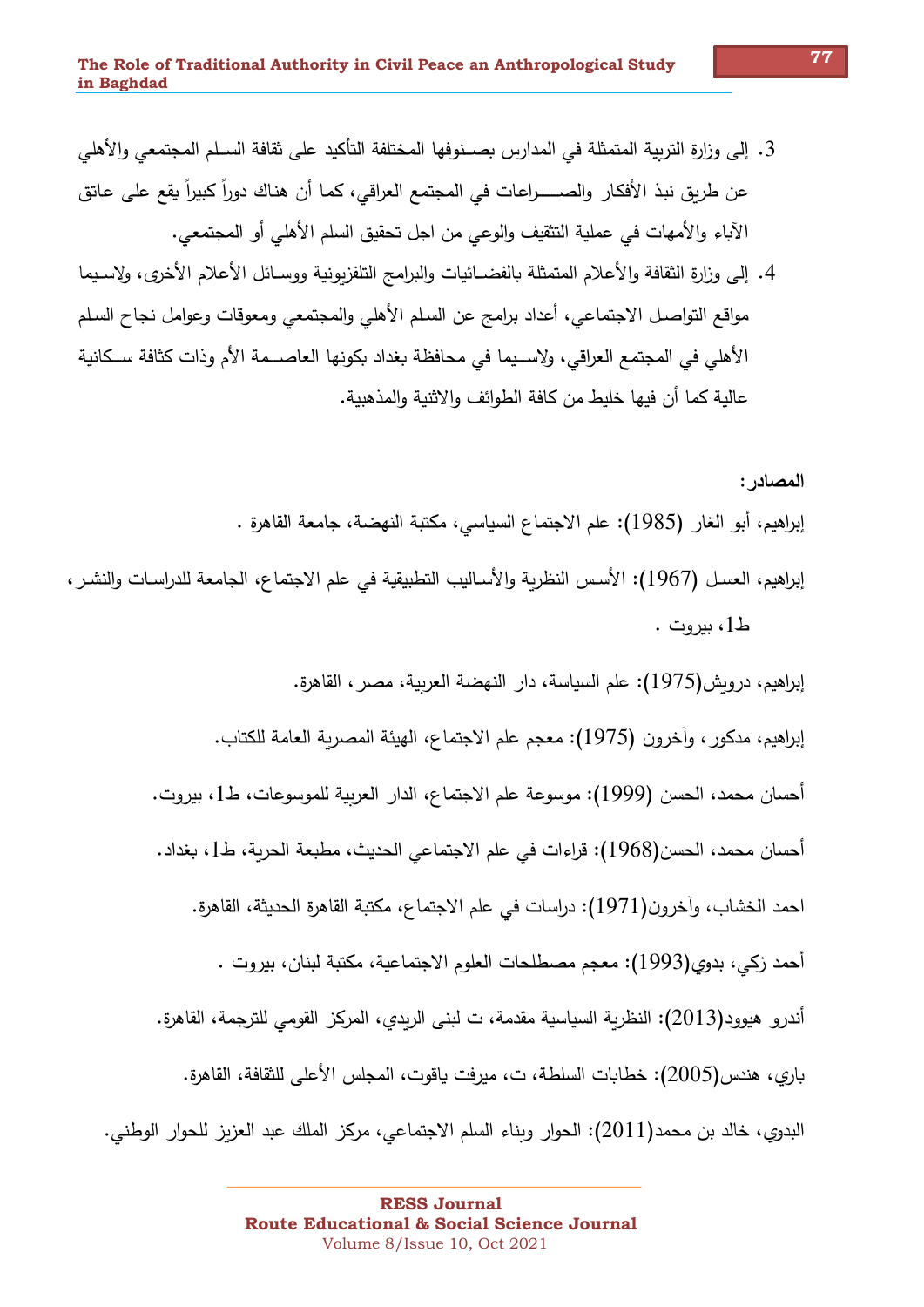3. إلى وزارة التربية المتمثلة في المدارس بصنوفها المختلفة التأكيد على ثقافة السلم المجتمعي والأهلي عن طريق نبذ الأفكار والصراعات في المجتمع العراقي، كما أن هناك دوراً كبيراً يقع على عاتق الآباء والأمهات في عملية التثقيف والوعي من اجل تحقيق السلم الأهلي أو المجتمعي.
4. إلى وزارة الثقافة والأعلام المتمثلة بالفضائيات والبرامج التلفزيونية ووسائل الأعلام الأخرى، ولاسيما مواقع التواصل الاجتماعي، أعداد برامج عن السلم الأهلي والمجتمعي ومعوقات وعوامل نجاح السلم الأهلي في المجتمع العراقي، ولاسيما في محافظة بغداد بكونها العاصمة الأم وذات كثافة سكانية عالية كما أن فيها خليط من كافة الطوائف والاثنية والمذهبية.

**المصادر:**

إبراهيم، أبو الغار (1985): علم الاجتماع السياسي، مكتبة النهضة، جامعة القاهرة .

إبراهيم، العسل (1967): الأسس النظرية والأساليب التطبيقية في علم الاجتماع، الجامعة للدراسات والنشر، ط1، بيروت .

إبراهيم، درويش(1975): علم السياسة، دار النهضة العربية، مصر، القاهرة.

إبراهيم، مدكور، وآخرون (1975): معجم علم الاجتماع، الهيئة المصرية العامة للكتاب.

أحسان محمد، الحسن (1999): موسوعة علم الاجتماع، الدار العربية للموسوعات، ط1، بيروت.

أحسان محمد، الحسن(1968): قراءات في علم الاجتماعي الحديث، مطبعة الحرية، ط1، بغداد.

احمد الخشاب، وآخرون(1971): دراسات في علم الاجتماع، مكتبة القاهرة الحديثة، القاهرة.

أحمد زكي، بدوي(1993): معجم مصطلحات العلوم الاجتماعية، مكتبة لبنان، بيروت .

أندرو هيوود(2013): النظرية السياسية مقدمة، ت لبنى الريدي، المركز القومي للترجمة، القاهرة.

باري، هندس(2005): خطابات السلطة، ت، ميرفت ياقوت، المجلس الأعلى للثقافة، القاهرة.

البدوي، خالد بن محمد(2011): الحوار وبناء السلم الاجتماعي، مركز الملك عبد العزيز للحوار الوطني.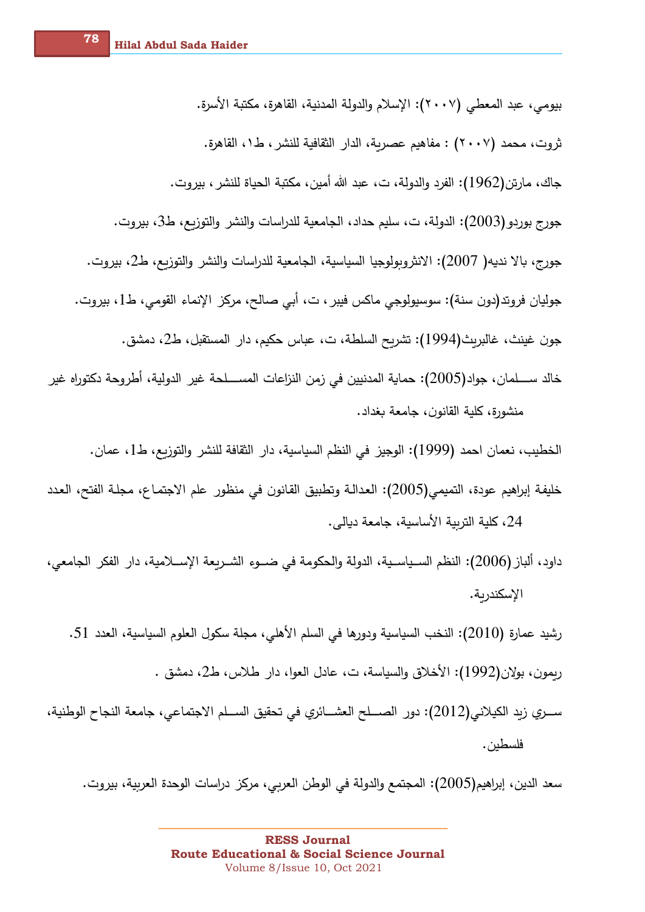بيومي، عبد المعطي (٢٠٠٧): الإسلام والدولة المدنية، القاهرة، مكتبة الأسرة.

ثروت، محمد (٢٠٠٧) : مفاهيم عصرية، الدار الثقافية للنشر، ط١، القاهرة.

جاك، مارتن(1962): الفرد والدولة، ت، عبد الله أمين، مكتبة الحياة للنشر، بيروت.

جورج بوردو(2003): الدولة، ت، سليم حداد، الجامعية للدراسات والنشر والتوزيع، ط3، بيروت.

جورج، بالا نديه( 2007): الانثروبولوجيا السياسية، الجامعية للدراسات والنشر والتوزيع، ط2، بيروت.

جوليان فروند(دون سنة): سوسيولوجي ماكس فيبر، ت، أبي صالح، مركز الإنماء القومي، ط1، بيروت.

جون غينث، غالبريث(1994): تشريح السلطة، ت، عباس حكيم، دار المستقبل، ط2، دمشق.

خالد سلمان، جواد(2005): حماية المدنيين في زمن النزاعات المسلحة غير الدولية، أطروحة دكتوراه غير منشورة، كلية القانون، جامعة بغداد.

الخطيب، نعمان احمد (1999): الوجيز في النظم السياسية، دار الثقافة للنشر والتوزيع، ط1، عمان.

خليفة إبراهيم عودة، التميمي(2005): العدالة وتطبيق القانون في منظور علم الاجتماع، مجلة الفتح، العدد 24، كلية التربية الأساسية، جامعة ديالى.

داود، ألباز (2006): النظم السياسية، الدولة والحكومة في ضوء الشريعة الإسلامية، دار الفكر الجامعي، الإسكندرية.

رشيد عمارة (2010): النخب السياسية ودورها في السلم الأهلي، مجلة سكول العلوم السياسية، العدد 51.

ريمون، بولان(1992): الأخلاق والسياسة، ت، عادل العوا، دار طلاس، ط2، دمشق .

سري زيد الكيلاني(2012): دور الصلح العشائري في تحقيق السلم الاجتماعي، جامعة النجاح الوطنية، فلسطين.

سعد الدين، إبراهيم(2005): المجتمع والدولة في الوطن العربي، مركز دراسات الوحدة العربية، بيروت.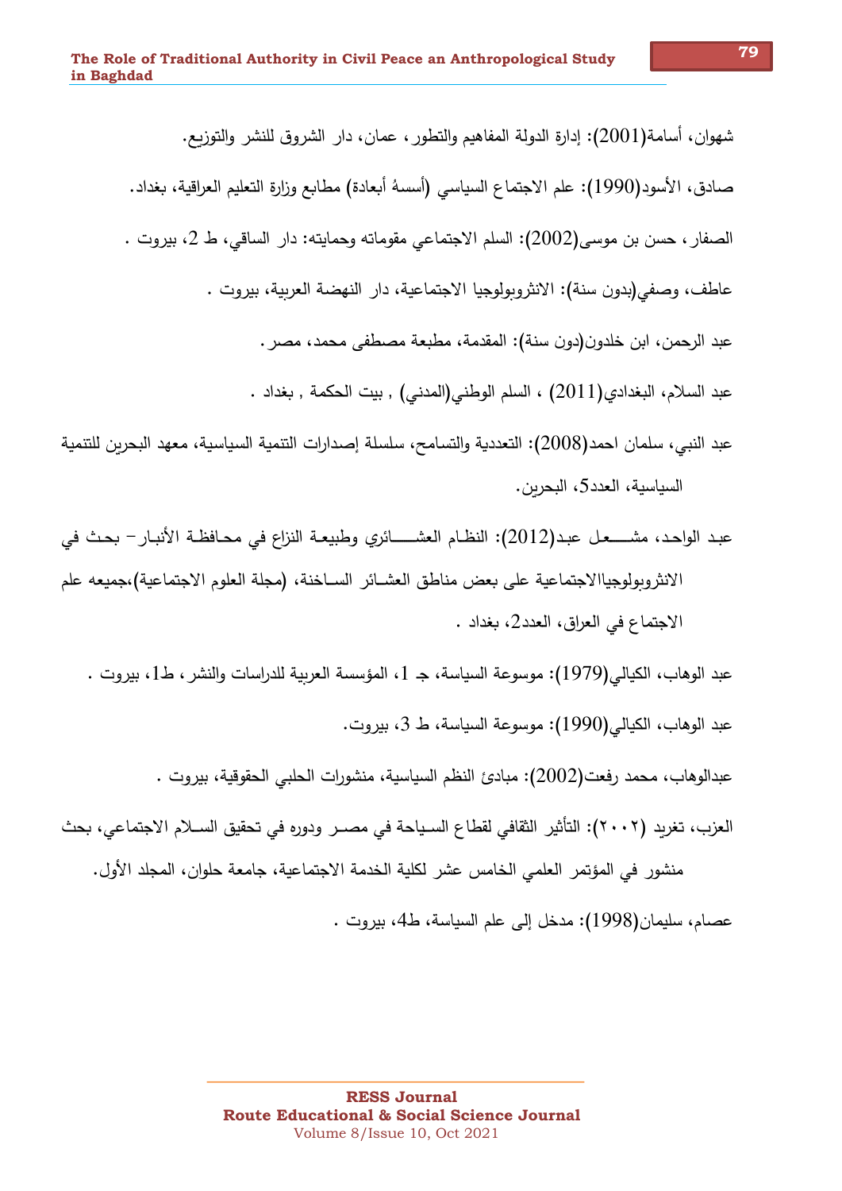شهوان، أسامة(2001): إدارة الدولة المفاهيم والتطور، عمان، دار الشروق للنشر والتوزيع.

صادق، الأسود(1990): علم الاجتماع السياسي (أسسهُ أبعادة) مطابع وزارة التعليم العراقية، بغداد.

الصفار، حسن بن موسى(2002): السلم الاجتماعي مقوماته وحمايته: دار الساقي، ط 2، بيروت .

عاطف، وصفي(بدون سنة): الانثروبولوجيا الاجتماعية، دار النهضة العربية، بيروت .

عبد الرحمن، ابن خلدون(دون سنة): المقدمة، مطبعة مصطفى محمد، مصر.

عبد السلام، البغدادي(2011) ، السلم الوطني(المدني) , بيت الحكمة , بغداد .

عبد النبي، سلمان احمد(2008): التعددية والتسامح، سلسلة إصدارات التنمية السياسية، معهد البحرين للتنمية السياسية، العدد5، البحرين.

عبد الواحد، مشعل عبد(2012): النظام العشائري وطبيعة النزاع في محافظة الأنبار– بحث في الانثروبولوجياالاجتماعية على بعض مناطق العشائر الساخنة، (مجلة العلوم الاجتماعية)،جميعه علم الاجتماع في العراق، العدد2، بغداد .

عبد الوهاب، الكيالي(1979): موسوعة السياسة، جـ 1، المؤسسة العربية للدراسات والنشر، ط1، بيروت .

عبد الوهاب، الكيالي(1990): موسوعة السياسة، ط 3، بيروت.

عبدالوهاب، محمد رفعت(2002): مبادئ النظم السياسية، منشورات الحلبي الحقوقية، بيروت .

العزب، تغريد (٢٠٠٢): التأثير الثقافي لقطاع السياحة في مصر ودوره في تحقيق السلام الاجتماعي، بحث منشور في المؤتمر العلمي الخامس عشر لكلية الخدمة الاجتماعية، جامعة حلوان، المجلد الأول.

عصام، سليمان(1998): مدخل إلى علم السياسة، ط4، بيروت .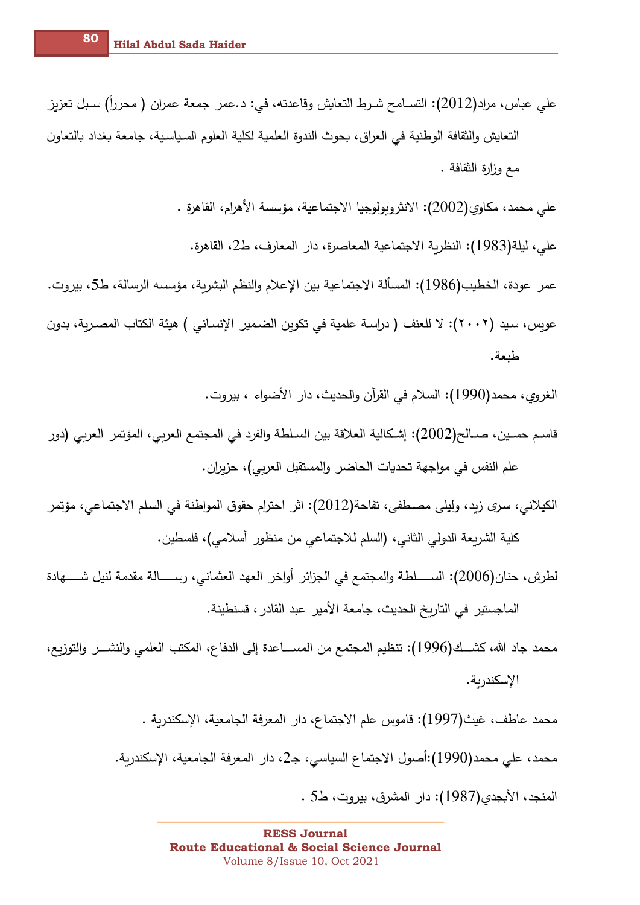علي عباس، مراد(2012): التسامح شرط التعايش وقاعدته، في: د.عمر جمعة عمران ( محرراً) سبل تعزيز التعايش والثقافة الوطنية في العراق، بحوث الندوة العلمية لكلية العلوم السياسية، جامعة بغداد بالتعاون مع وزارة الثقافة .

علي محمد، مكاوي(2002): الانثروبولوجيا الاجتماعية، مؤسسة الأهرام، القاهرة .

علي، ليلة(1983): النظرية الاجتماعية المعاصرة، دار المعارف، ط2، القاهرة.

عمر عودة، الخطيب(1986): المسألة الاجتماعية بين الإعلام والنظم البشرية، مؤسسه الرسالة، ط5، بيروت.

عويس، سيد (٢٠٠٢): لا للعنف ( دراسة علمية في تكوين الضمير الإنساني ) هيئة الكتاب المصرية، بدون طبعة.

الغروي، محمد(1990): السلام في القرآن والحديث، دار الأضواء ، بيروت.

قاسم حسين، صالح(2002): إشكالية العلاقة بين السلطة والفرد في المجتمع العربي، المؤتمر العربي (دور علم النفس في مواجهة تحديات الحاضر والمستقبل العربي)، حزيران.

الكيلاني، سرى زيد، وليلى مصطفى، تفاحة(2012): اثر احترام حقوق المواطنة في السلم الاجتماعي، مؤتمر كلية الشريعة الدولي الثاني، (السلم للاجتماعي من منظور أسلامي)، فلسطين.

لطرش، حنان(2006): السلطة والمجتمع في الجزائر أواخر العهد العثماني، رسالة مقدمة لنيل شهادة الماجستير في التاريخ الحديث، جامعة الأمير عبد القادر، قسنطينة.

محمد جاد الله، كشك(1996): تنظيم المجتمع من المساعدة إلى الدفاع، المكتب العلمي والنشر والتوزيع، الإسكندرية.

محمد عاطف، غيث(1997): قاموس علم الاجتماع، دار المعرفة الجامعية، الإسكندرية .

محمد، علي محمد(1990):أصول الاجتماع السياسي، جـ2، دار المعرفة الجامعية، الإسكندرية.

المنجد، الأبجدي(1987): دار المشرق، بيروت، ط5 .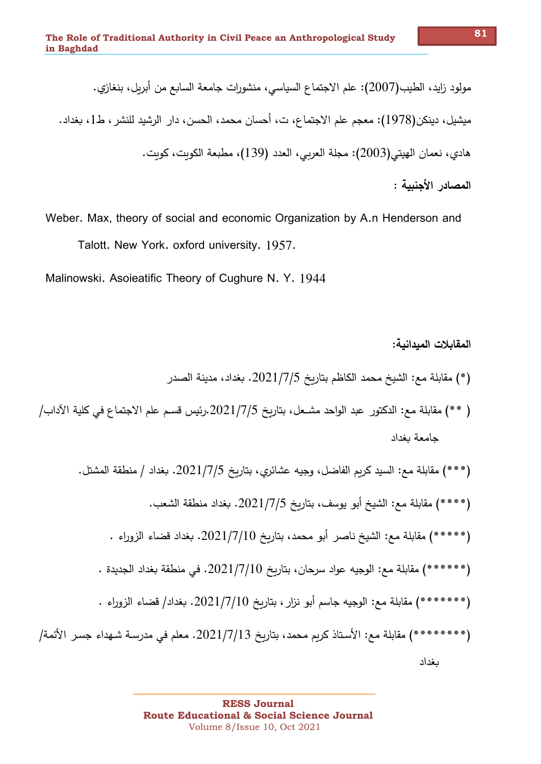مولود زايد، الطيب(2007): علم الاجتماع السياسي، منشورات جامعة السابع من أبريل، بنغازي.

ميشيل، دينكن(1978): معجم علم الاجتماع، ت، أحسان محمد، الحسن، دار الرشيد للنشر، ط1، بغداد.

هادي، نعمان الهيتي(2003): مجلة العربي، العدد (139)، مطبعة الكويت، كويت.

**المصادر الأجنبية :**

Weber. Max, theory of social and economic Organization by A.n Henderson and Talott. New York. oxford university. 1957.

Malinowski. Asoieatific Theory of Cughure N. Y. 1944

**المقابلات الميدانية:**

(*) مقابلة مع: الشيخ محمد الكاظم بتاريخ 2021/7/5. بغداد، مدينة الصدر

( **) مقابلة مع: الدكتور عبد الواحد مشعل، بتاريخ 2021/7/5.رئيس قسم علم الاجتماع في كلية الآداب/ جامعة بغداد

(***) مقابلة مع: السيد كريم الفاضل، وجيه عشائري، بتاريخ 2021/7/5. بغداد / منطقة المشتل.

(****) مقابلة مع: الشيخ أبو يوسف، بتاريخ 2021/7/5. بغداد منطقة الشعب.

(*****) مقابلة مع: الشيخ ناصر أبو محمد، بتاريخ 2021/7/10. بغداد قضاء الزوراء .

(******) مقابلة مع: الوجيه عواد سرحان، بتاريخ 2021/7/10. في منطقة بغداد الجديدة .

(*******) مقابلة مع: الوجيه جاسم أبو نزار، بتاريخ 2021/7/10. بغداد/ قضاء الزوراء .

(********) مقابلة مع: الأستاذ كريم محمد، بتاريخ 2021/7/13. معلم في مدرسة شهداء جسر الأئمة/ بغداد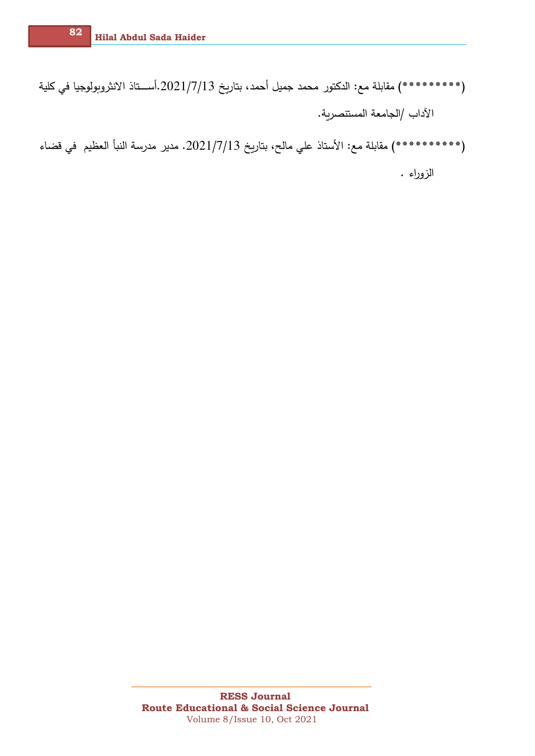(*********) مقابلة مع: الدكتور محمد جميل أحمد، بتاريخ 2021/7/13.أســتاذ الانثروبولوجيا في كلية الآداب /الجامعة المستنصرية.

(**********) مقابلة مع: الأستاذ علي مالح، بتاريخ 2021/7/13. مدير مدرسة النبأ العظيم في قضاء الزوراء .